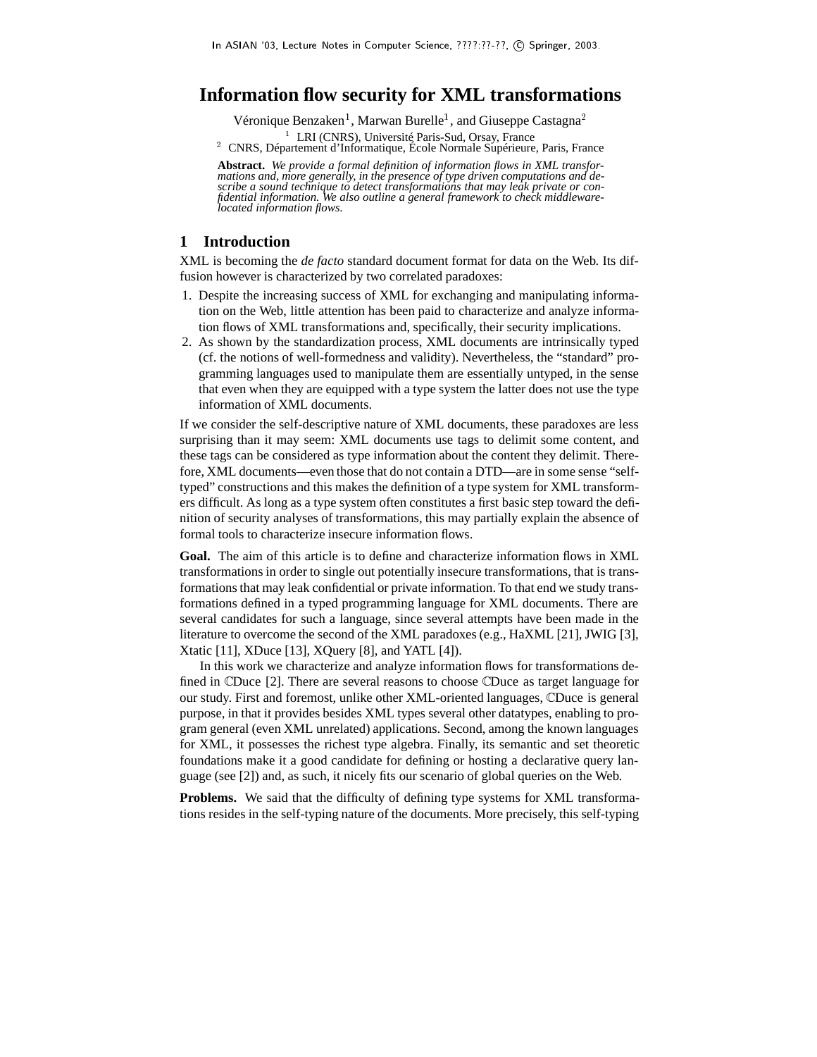In ASIAN '03, Lecture Notes in Computer Science, ????:??-??, © Springer, 2003.

# Information flow security for XML transformations

Véronique Benzaken[1], Marwan Burelle[1], and Giuseppe Castagna[2]

[1] LRI (CNRS), Université Paris-Sud, Orsay, France
[2] CNRS, Département d'Informatique, École Normale Supérieure, Paris, France

**Abstract.** *We provide a formal definition of information flows in XML transformations and, more generally, in the presence of type driven computations and describe a sound technique to detect transformations that may leak private or confidential information. We also outline a general framework to check middleware-located information flows.*

## 1 Introduction

XML is becoming the *de facto* standard document format for data on the Web. Its diffusion however is characterized by two correlated paradoxes:

1. Despite the increasing success of XML for exchanging and manipulating information on the Web, little attention has been paid to characterize and analyze information flows of XML transformations and, specifically, their security implications.
2. As shown by the standardization process, XML documents are intrinsically typed (cf. the notions of well-formedness and validity). Nevertheless, the "standard" programming languages used to manipulate them are essentially untyped, in the sense that even when they are equipped with a type system the latter does not use the type information of XML documents.

If we consider the self-descriptive nature of XML documents, these paradoxes are less surprising than it may seem: XML documents use tags to delimit some content, and these tags can be considered as type information about the content they delimit. Therefore, XML documents—even those that do not contain a DTD—are in some sense "self-typed" constructions and this makes the definition of a type system for XML transformers difficult. As long as a type system often constitutes a first basic step toward the definition of security analyses of transformations, this may partially explain the absence of formal tools to characterize insecure information flows.

**Goal.** The aim of this article is to define and characterize information flows in XML transformations in order to single out potentially insecure transformations, that is transformations that may leak confidential or private information. To that end we study transformations defined in a typed programming language for XML documents. There are several candidates for such a language, since several attempts have been made in the literature to overcome the second of the XML paradoxes (e.g., HaXML [21], JWIG [3], Xtatic [11], XDuce [13], XQuery [8], and YATL [4]).

In this work we characterize and analyze information flows for transformations defined in ℂDuce [2]. There are several reasons to choose ℂDuce as target language for our study. First and foremost, unlike other XML-oriented languages, ℂDuce is general purpose, in that it provides besides XML types several other datatypes, enabling to program general (even XML unrelated) applications. Second, among the known languages for XML, it possesses the richest type algebra. Finally, its semantic and set theoretic foundations make it a good candidate for defining or hosting a declarative query language (see [2]) and, as such, it nicely fits our scenario of global queries on the Web.

**Problems.** We said that the difficulty of defining type systems for XML transformations resides in the self-typing nature of the documents. More precisely, this self-typing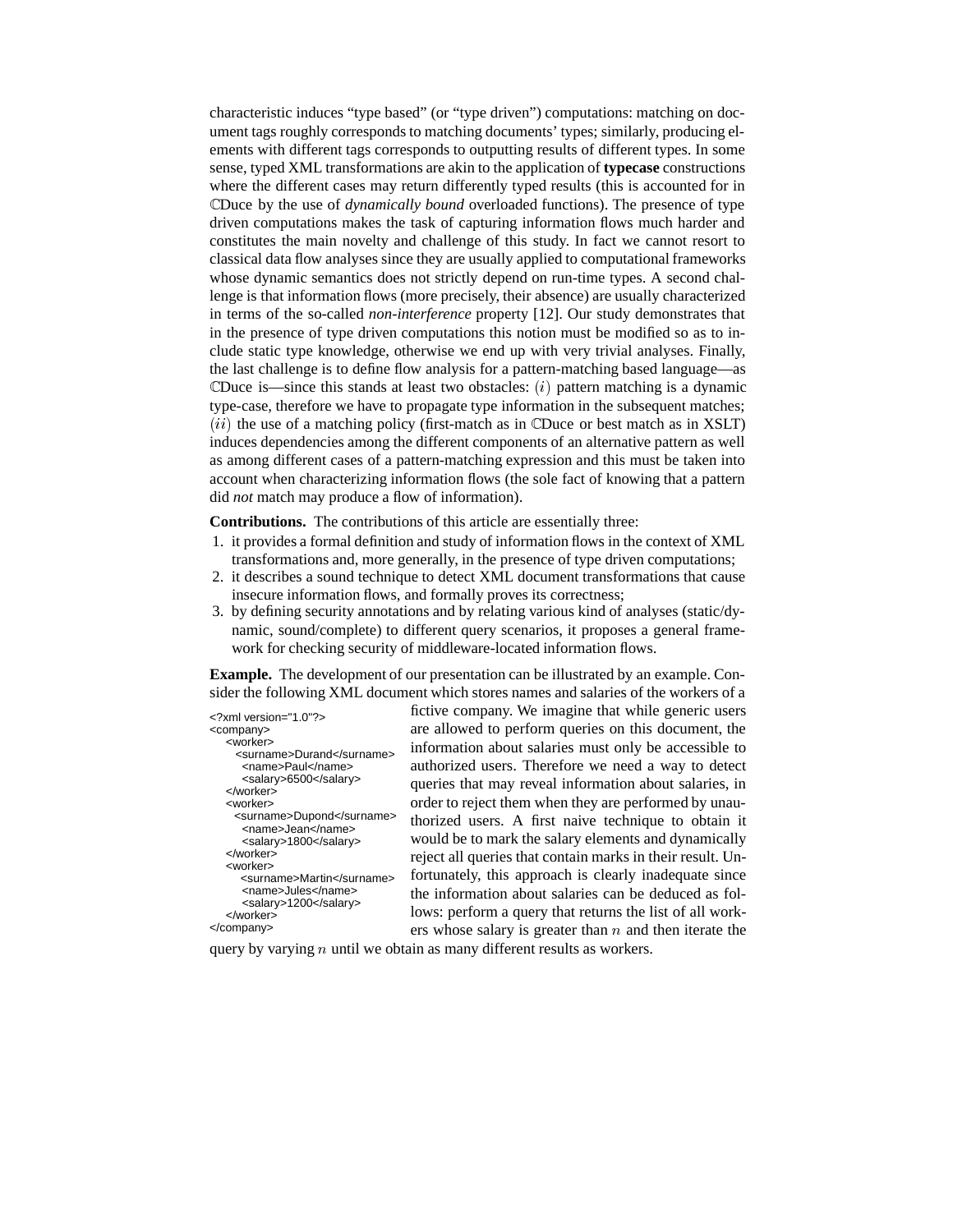characteristic induces "type based" (or "type driven") computations: matching on document tags roughly corresponds to matching documents' types; similarly, producing elements with different tags corresponds to outputting results of different types. In some sense, typed XML transformations are akin to the application of **typecase** constructions where the different cases may return differently typed results (this is accounted for in ℂDuce by the use of *dynamically bound* overloaded functions). The presence of type driven computations makes the task of capturing information flows much harder and constitutes the main novelty and challenge of this study. In fact we cannot resort to classical data flow analyses since they are usually applied to computational frameworks whose dynamic semantics does not strictly depend on run-time types. A second challenge is that information flows (more precisely, their absence) are usually characterized in terms of the so-called *non-interference* property [12]. Our study demonstrates that in the presence of type driven computations this notion must be modified so as to include static type knowledge, otherwise we end up with very trivial analyses. Finally, the last challenge is to define flow analysis for a pattern-matching based language—as ℂDuce is—since this stands at least two obstacles: $(i)$ pattern matching is a dynamic type-case, therefore we have to propagate type information in the subsequent matches; $(ii)$ the use of a matching policy (first-match as in ℂDuce or best match as in XSLT) induces dependencies among the different components of an alternative pattern as well as among different cases of a pattern-matching expression and this must be taken into account when characterizing information flows (the sole fact of knowing that a pattern did *not* match may produce a flow of information).

**Contributions.** The contributions of this article are essentially three:

1. it provides a formal definition and study of information flows in the context of XML transformations and, more generally, in the presence of type driven computations;
2. it describes a sound technique to detect XML document transformations that cause insecure information flows, and formally proves its correctness;
3. by defining security annotations and by relating various kind of analyses (static/dynamic, sound/complete) to different query scenarios, it proposes a general framework for checking security of middleware-located information flows.

**Example.** The development of our presentation can be illustrated by an example. Consider the following XML document which stores names and salaries of the workers of a fictive company. We imagine that while generic users are allowed to perform queries on this document, the information about salaries must only be accessible to authorized users. Therefore we need a way to detect queries that may reveal information about salaries, in order to reject them when they are performed by unauthorized users. A first naive technique to obtain it would be to mark the salary elements and dynamically reject all queries that contain marks in their result. Unfortunately, this approach is clearly inadequate since the information about salaries can be deduced as follows: perform a query that returns the list of all workers whose salary is greater than $n$ and then iterate the query by varying $n$ until we obtain as many different results as workers.

```
<?xml version="1.0"?>
<company>
  <worker>
    <surname>Durand</surname>
    <name>Paul</name>
    <salary>6500</salary>
  </worker>
  <worker>
    <surname>Dupond</surname>
    <name>Jean</name>
    <salary>1800</salary>
  </worker>
  <worker>
    <surname>Martin</surname>
    <name>Jules</name>
    <salary>1200</salary>
  </worker>
</company>
```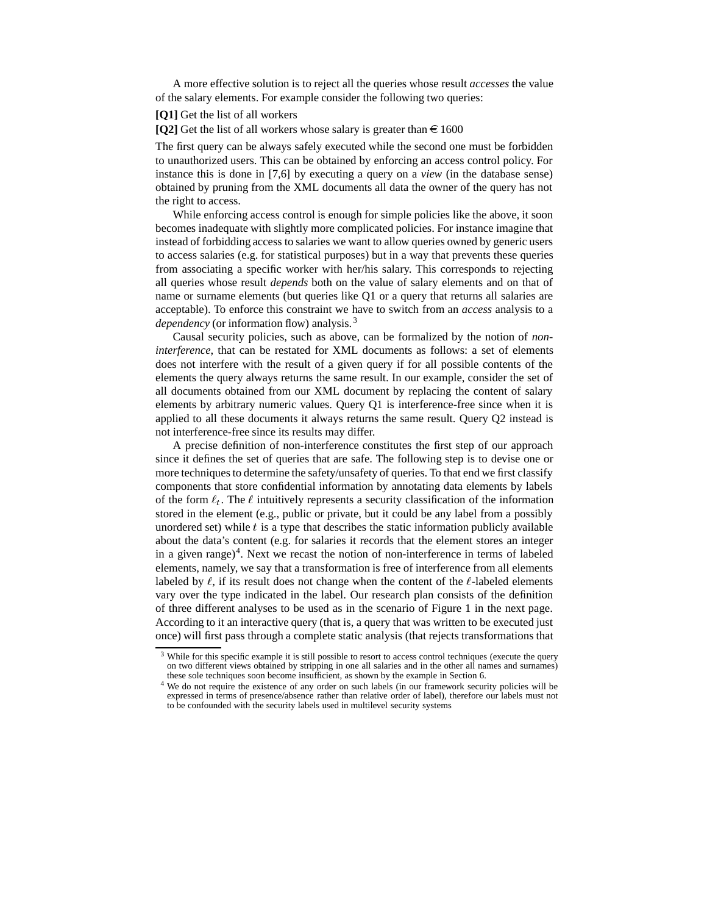A more effective solution is to reject all the queries whose result *accesses* the value of the salary elements. For example consider the following two queries:

**[Q1]** Get the list of all workers

**[Q2]** Get the list of all workers whose salary is greater than € 1600

The first query can be always safely executed while the second one must be forbidden to unauthorized users. This can be obtained by enforcing an access control policy. For instance this is done in [7,6] by executing a query on a *view* (in the database sense) obtained by pruning from the XML documents all data the owner of the query has not the right to access.

While enforcing access control is enough for simple policies like the above, it soon becomes inadequate with slightly more complicated policies. For instance imagine that instead of forbidding access to salaries we want to allow queries owned by generic users to access salaries (e.g. for statistical purposes) but in a way that prevents these queries from associating a specific worker with her/his salary. This corresponds to rejecting all queries whose result *depends* both on the value of salary elements and on that of name or surname elements (but queries like Q1 or a query that returns all salaries are acceptable). To enforce this constraint we have to switch from an *access* analysis to a *dependency* (or information flow) analysis. [3]

Causal security policies, such as above, can be formalized by the notion of *non-interference*, that can be restated for XML documents as follows: a set of elements does not interfere with the result of a given query if for all possible contents of the elements the query always returns the same result. In our example, consider the set of all documents obtained from our XML document by replacing the content of salary elements by arbitrary numeric values. Query Q1 is interference-free since when it is applied to all these documents it always returns the same result. Query Q2 instead is not interference-free since its results may differ.

A precise definition of non-interference constitutes the first step of our approach since it defines the set of queries that are safe. The following step is to devise one or more techniques to determine the safety/unsafety of queries. To that end we first classify components that store confidential information by annotating data elements by labels of the form $\ell_t$. The $\ell$ intuitively represents a security classification of the information stored in the element (e.g., public or private, but it could be any label from a possibly unordered set) while $t$ is a type that describes the static information publicly available about the data's content (e.g. for salaries it records that the element stores an integer in a given range)[4]. Next we recast the notion of non-interference in terms of labeled elements, namely, we say that a transformation is free of interference from all elements labeled by $\ell$, if its result does not change when the content of the $\ell$-labeled elements vary over the type indicated in the label. Our research plan consists of the definition of three different analyses to be used as in the scenario of Figure 1 in the next page. According to it an interactive query (that is, a query that was written to be executed just once) will first pass through a complete static analysis (that rejects transformations that

[3] While for this specific example it is still possible to resort to access control techniques (execute the query on two different views obtained by stripping in one all salaries and in the other all names and surnames) these sole techniques soon become insufficient, as shown by the example in Section 6.

[4] We do not require the existence of any order on such labels (in our framework security policies will be expressed in terms of presence/absence rather than relative order of label), therefore our labels must not to be confounded with the security labels used in multilevel security systems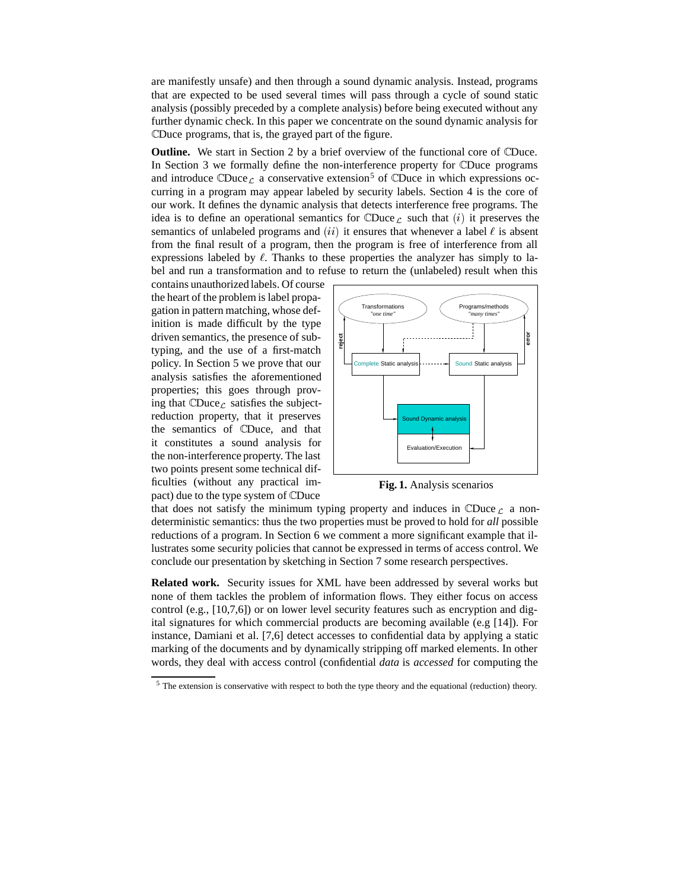are manifestly unsafe) and then through a sound dynamic analysis. Instead, programs that are expected to be used several times will pass through a cycle of sound static analysis (possibly preceded by a complete analysis) before being executed without any further dynamic check. In this paper we concentrate on the sound dynamic analysis for $\mathbb{C}$Duce programs, that is, the grayed part of the figure.

**Outline.** We start in Section 2 by a brief overview of the functional core of $\mathbb{C}$Duce. In Section 3 we formally define the non-interference property for $\mathbb{C}$Duce programs and introduce $\mathbb{C}\text{Duce}_{\mathcal{L}}$ a conservative extension[5] of $\mathbb{C}$Duce in which expressions occurring in a program may appear labeled by security labels. Section 4 is the core of our work. It defines the dynamic analysis that detects interference free programs. The idea is to define an operational semantics for $\mathbb{C}\text{Duce}_{\mathcal{L}}$ such that $(i)$ it preserves the semantics of unlabeled programs and $(ii)$ it ensures that whenever a label $\ell$ is absent from the final result of a program, then the program is free of interference from all expressions labeled by $\ell$. Thanks to these properties the analyzer has simply to label and run a transformation and to refuse to return the (unlabeled) result when this contains unauthorized labels. Of course the heart of the problem is label propagation in pattern matching, whose definition is made difficult by the type driven semantics, the presence of subtyping, and the use of a first-match policy. In Section 5 we prove that our analysis satisfies the aforementioned properties; this goes through proving that $\mathbb{C}\text{Duce}_{\mathcal{L}}$ satisfies the subject-reduction property, that it preserves the semantics of $\mathbb{C}$Duce, and that it constitutes a sound analysis for the non-interference property. The last two points present some technical difficulties (without any practical impact) due to the type system of $\mathbb{C}$Duce that does not satisfy the minimum typing property and induces in $\mathbb{C}\text{Duce}_{\mathcal{L}}$ a non-deterministic semantics: thus the two properties must be proved to hold for *all* possible reductions of a program. In Section 6 we comment a more significant example that illustrates some security policies that cannot be expressed in terms of access control. We conclude our presentation by sketching in Section 7 some research perspectives.

**Fig. 1.** Analysis scenarios

**Related work.** Security issues for XML have been addressed by several works but none of them tackles the problem of information flows. They either focus on access control (e.g., [10,7,6]) or on lower level security features such as encryption and digital signatures for which commercial products are becoming available (e.g [14]). For instance, Damiani et al. [7,6] detect accesses to confidential data by applying a static marking of the documents and by dynamically stripping off marked elements. In other words, they deal with access control (confidential *data* is *accessed* for computing the

[5] The extension is conservative with respect to both the type theory and the equational (reduction) theory.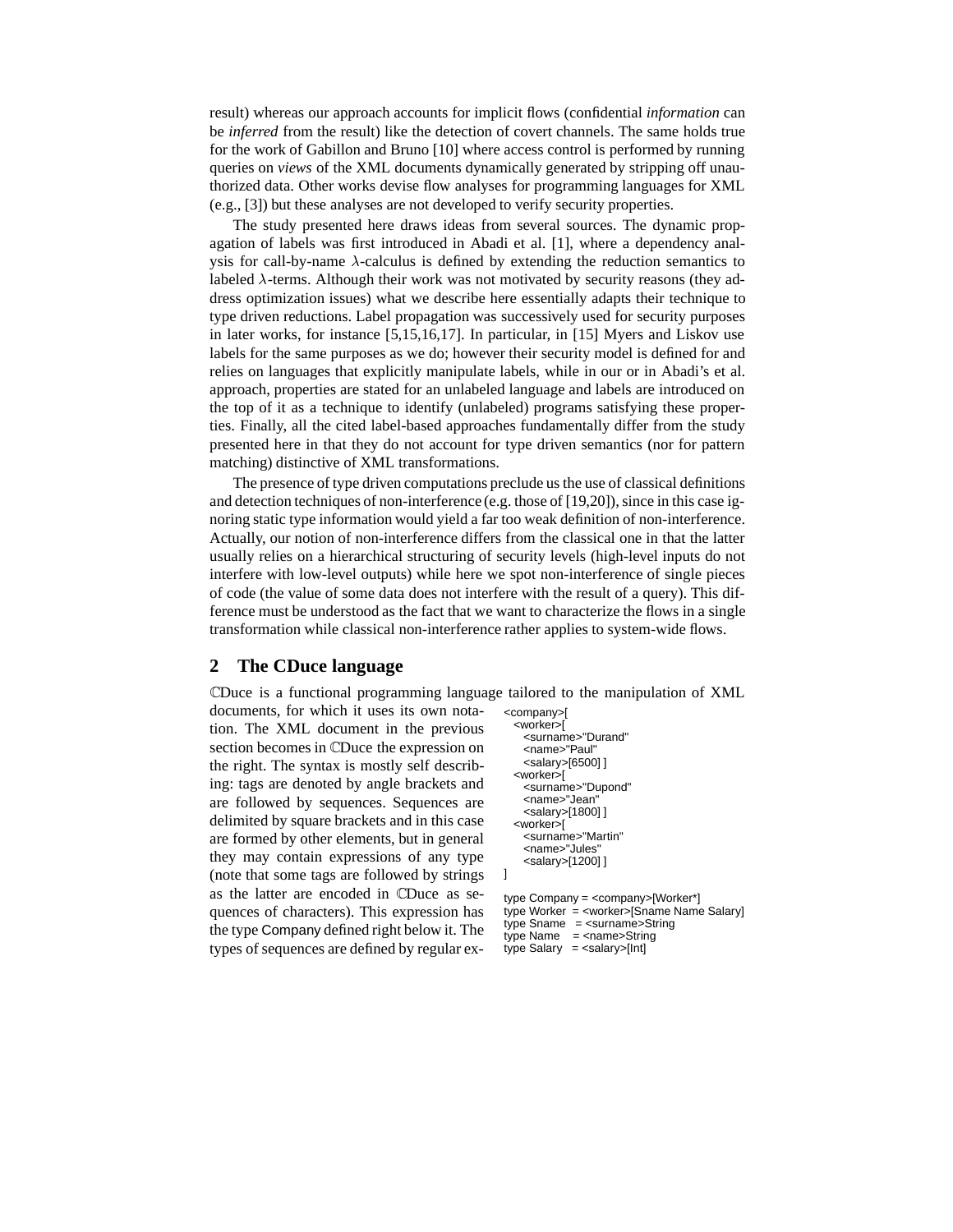result) whereas our approach accounts for implicit flows (confidential *information* can be *inferred* from the result) like the detection of covert channels. The same holds true for the work of Gabillon and Bruno [10] where access control is performed by running queries on *views* of the XML documents dynamically generated by stripping off unauthorized data. Other works devise flow analyses for programming languages for XML (e.g., [3]) but these analyses are not developed to verify security properties.

The study presented here draws ideas from several sources. The dynamic propagation of labels was first introduced in Abadi et al. [1], where a dependency analysis for call-by-name $\lambda$-calculus is defined by extending the reduction semantics to labeled $\lambda$-terms. Although their work was not motivated by security reasons (they address optimization issues) what we describe here essentially adapts their technique to type driven reductions. Label propagation was successively used for security purposes in later works, for instance [5,15,16,17]. In particular, in [15] Myers and Liskov use labels for the same purposes as we do; however their security model is defined for and relies on languages that explicitly manipulate labels, while in our or in Abadi's et al. approach, properties are stated for an unlabeled language and labels are introduced on the top of it as a technique to identify (unlabeled) programs satisfying these properties. Finally, all the cited label-based approaches fundamentally differ from the study presented here in that they do not account for type driven semantics (nor for pattern matching) distinctive of XML transformations.

The presence of type driven computations preclude us the use of classical definitions and detection techniques of non-interference (e.g. those of [19,20]), since in this case ignoring static type information would yield a far too weak definition of non-interference. Actually, our notion of non-interference differs from the classical one in that the latter usually relies on a hierarchical structuring of security levels (high-level inputs do not interfere with low-level outputs) while here we spot non-interference of single pieces of code (the value of some data does not interfere with the result of a query). This difference must be understood as the fact that we want to characterize the flows in a single transformation while classical non-interference rather applies to system-wide flows.

## 2 The CDuce language

ℂDuce is a functional programming language tailored to the manipulation of XML documents, for which it uses its own notation. The XML document in the previous section becomes in ℂDuce the expression on the right. The syntax is mostly self describing: tags are denoted by angle brackets and are followed by sequences. Sequences are delimited by square brackets and in this case are formed by other elements, but in general they may contain expressions of any type (note that some tags are followed by strings as the latter are encoded in ℂDuce as sequences of characters). This expression has the type Company defined right below it. The types of sequences are defined by regular ex-

```
<company>[
  <worker>[
    <surname>"Durand"
    <name>"Paul"
    <salary>[6500] ]
  <worker>[
    <surname>"Dupond"
    <name>"Jean"
    <salary>[1800] ]
  <worker>[
    <surname>"Martin"
    <name>"Jules"
    <salary>[1200] ]
]

type Company = <company>[Worker*]
type Worker  = <worker>[Sname Name Salary]
type Sname   = <surname>String
type Name    = <name>String
type Salary  = <salary>[Int]
```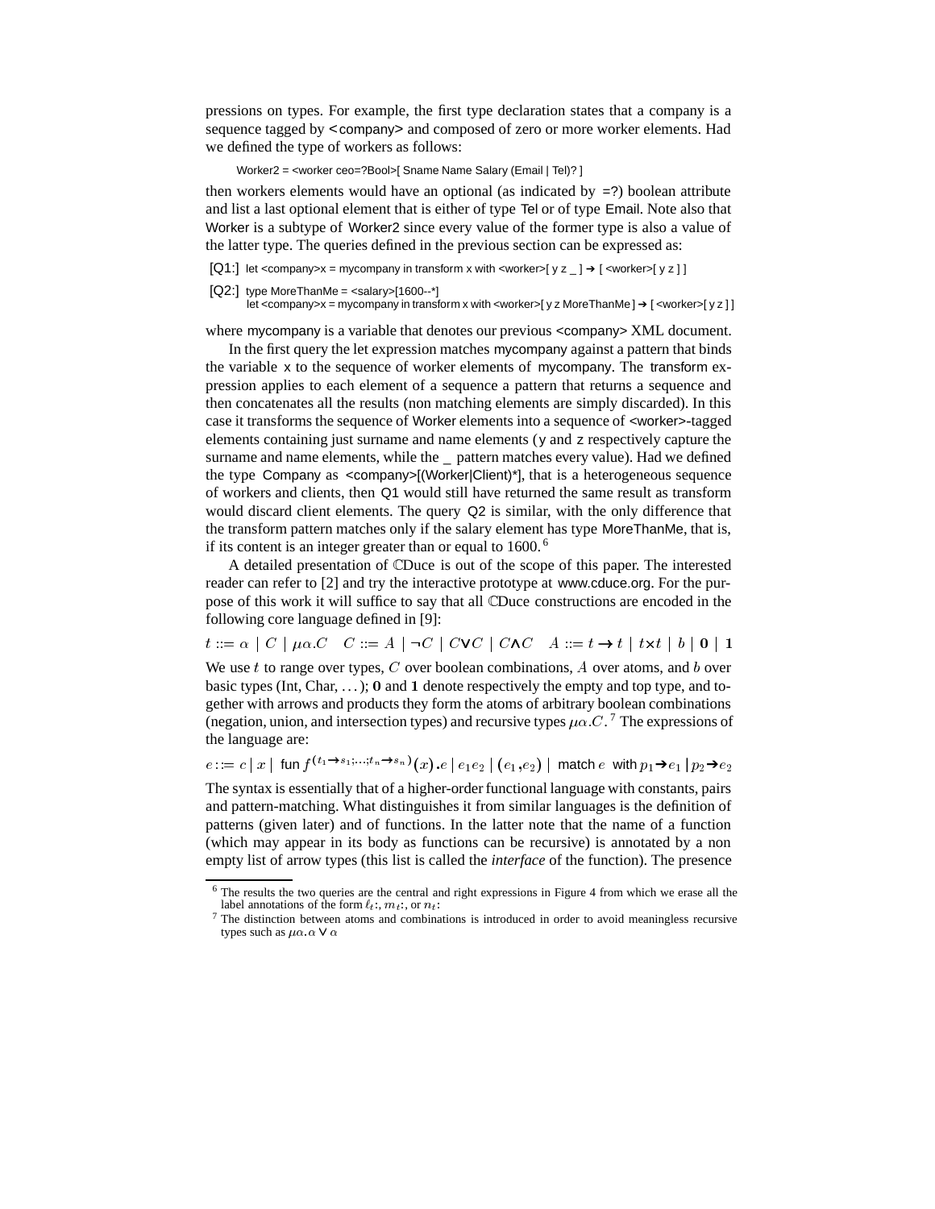pressions on types. For example, the first type declaration states that a company is a sequence tagged by <company> and composed of zero or more worker elements. Had we defined the type of workers as follows:

```
Worker2 = <worker ceo=?Bool>[ Sname Name Salary (Email | Tel)? ]
```

then workers elements would have an optional (as indicated by =?) boolean attribute and list a last optional element that is either of type Tel or of type Email. Note also that Worker is a subtype of Worker2 since every value of the former type is also a value of the latter type. The queries defined in the previous section can be expressed as:

```
[Q1:] let <company>x = mycompany in transform x with <worker>[ y z _ ] → [ <worker>[ y z ] ]

[Q2:] type MoreThanMe = <salary>[1600--*]
      let <company>x = mycompany in transform x with <worker>[ y z MoreThanMe ] → [ <worker>[ y z ] ]
```

where mycompany is a variable that denotes our previous <company> XML document.

In the first query the let expression matches mycompany against a pattern that binds the variable x to the sequence of worker elements of mycompany. The transform expression applies to each element of a sequence a pattern that returns a sequence and then concatenates all the results (non matching elements are simply discarded). In this case it transforms the sequence of Worker elements into a sequence of <worker>-tagged elements containing just surname and name elements (y and z respectively capture the surname and name elements, while the _ pattern matches every value). Had we defined the type Company as <company>[(Worker|Client)*], that is a heterogeneous sequence of workers and clients, then Q1 would still have returned the same result as transform would discard client elements. The query Q2 is similar, with the only difference that the transform pattern matches only if the salary element has type MoreThanMe, that is, if its content is an integer greater than or equal to 1600.[6]

A detailed presentation of ℂDuce is out of the scope of this paper. The interested reader can refer to [2] and try the interactive prototype at www.cduce.org. For the purpose of this work it will suffice to say that all ℂDuce constructions are encoded in the following core language defined in [9]:

$$t ::= \alpha \mid C \mid \mu\alpha.C \quad C ::= A \mid \neg C \mid C \vee C \mid C \wedge C \quad A ::= t \rightarrow t \mid t \times t \mid b \mid \mathbf{0} \mid \mathbf{1}$$

We use $t$ to range over types, $C$ over boolean combinations, $A$ over atoms, and $b$ over basic types (Int, Char, ...); $\mathbf{0}$ and $\mathbf{1}$ denote respectively the empty and top type, and together with arrows and products they form the atoms of arbitrary boolean combinations (negation, union, and intersection types) and recursive types $\mu\alpha.C$.[7] The expressions of the language are:

$$e ::= c \mid x \mid \text{ fun } f^{(t_1 \rightarrow s_1; \ldots; t_n \rightarrow s_n)}(x).e \mid e_1 e_2 \mid (e_1, e_2) \mid \text{ match } e \text{ with } p_1 \rightarrow e_1 \mid p_2 \rightarrow e_2$$

The syntax is essentially that of a higher-order functional language with constants, pairs and pattern-matching. What distinguishes it from similar languages is the definition of patterns (given later) and of functions. In the latter note that the name of a function (which may appear in its body as functions can be recursive) is annotated by a non empty list of arrow types (this list is called the *interface* of the function). The presence

[6] The results the two queries are the central and right expressions in Figure 4 from which we erase all the label annotations of the form $\ell_t$:, $m_t$:, or $n_t$:

[7] The distinction between atoms and combinations is introduced in order to avoid meaningless recursive types such as $\mu\alpha.\alpha \vee \alpha$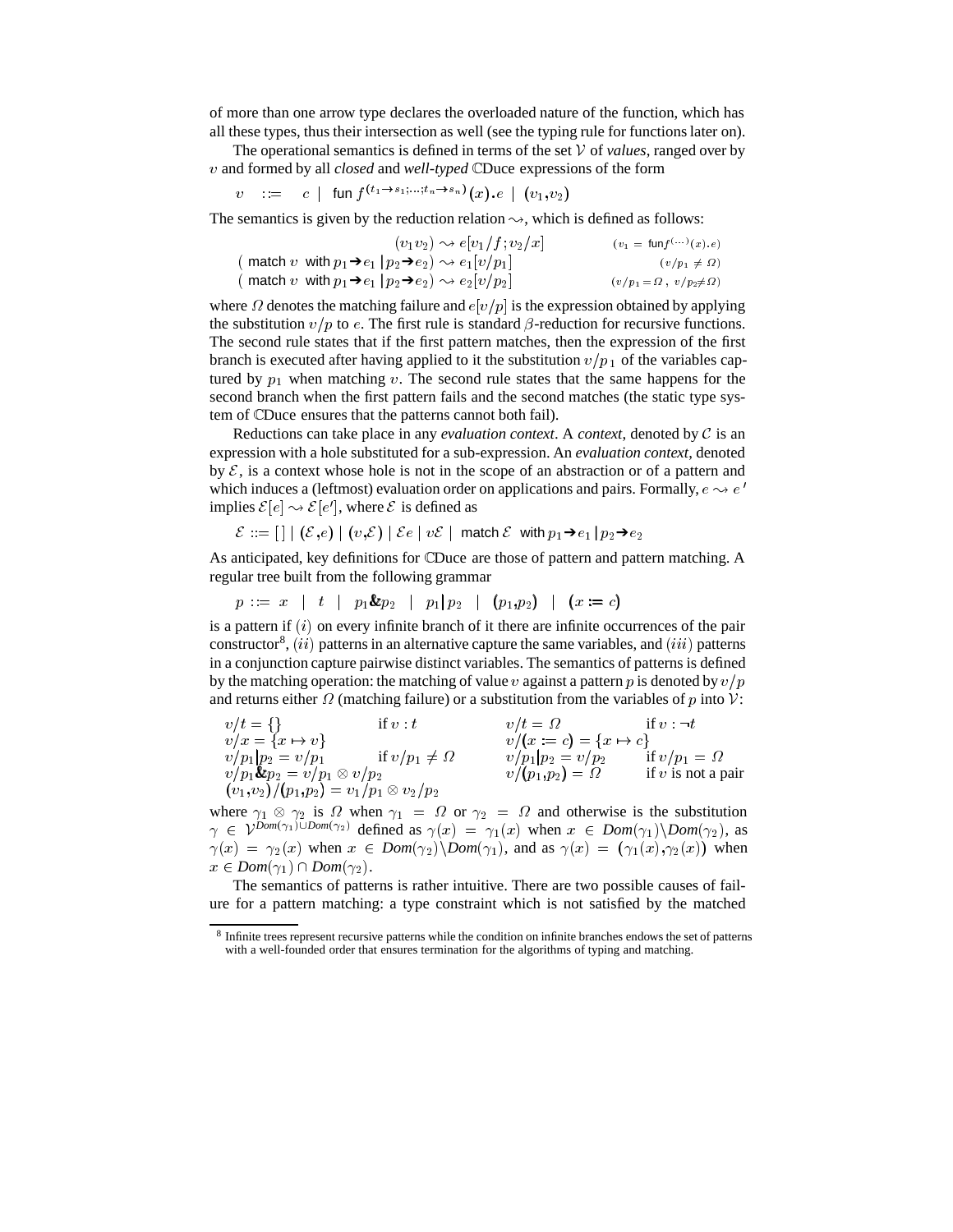of more than one arrow type declares the overloaded nature of the function, which has all these types, thus their intersection as well (see the typing rule for functions later on).

The operational semantics is defined in terms of the set $\mathcal{V}$ of *values*, ranged over by $v$ and formed by all *closed* and *well-typed* ℂDuce expressions of the form

$$v \quad ::= \quad c \ \mid \ \mathsf{fun}\ f^{(t_1 \to s_1; \ldots; t_n \to s_n)}(x).e \ \mid \ (v_1,v_2)$$

The semantics is given by the reduction relation $\rightsquigarrow$, which is defined as follows:

$$
\begin{array}{rll}
(v_1 v_2) & \rightsquigarrow e[v_1/f; v_2/x] & (v_1 = \mathsf{fun} f^{(\ldots)}(x).e) \\
(\ \mathsf{match}\ v\ \ \mathsf{with}\ p_1 \to e_1 \mid p_2 \to e_2) & \rightsquigarrow e_1[v/p_1] & (v/p_1 \neq \Omega) \\
(\ \mathsf{match}\ v\ \ \mathsf{with}\ p_1 \to e_1 \mid p_2 \to e_2) & \rightsquigarrow e_2[v/p_2] & (v/p_1 = \Omega\ ,\ v/p_2 \neq \Omega)
\end{array}
$$

where $\Omega$ denotes the matching failure and $e[v/p]$ is the expression obtained by applying the substitution $v/p$ to $e$. The first rule is standard $\beta$-reduction for recursive functions. The second rule states that if the first pattern matches, then the expression of the first branch is executed after having applied to it the substitution $v/p_1$ of the variables captured by $p_1$ when matching $v$. The second rule states that the same happens for the second branch when the first pattern fails and the second matches (the static type system of ℂDuce ensures that the patterns cannot both fail).

Reductions can take place in any *evaluation context*. A *context*, denoted by $\mathcal{C}$ is an expression with a hole substituted for a sub-expression. An *evaluation context*, denoted by $\mathcal{E}$, is a context whose hole is not in the scope of an abstraction or of a pattern and which induces a (leftmost) evaluation order on applications and pairs. Formally, $e \rightsquigarrow e'$ implies $\mathcal{E}[e] \rightsquigarrow \mathcal{E}[e']$, where $\mathcal{E}$ is defined as

$$\mathcal{E} ::= [\,] \mid (\mathcal{E},e) \mid (v,\mathcal{E}) \mid \mathcal{E}e \mid v\mathcal{E} \mid \ \mathsf{match}\ \mathcal{E}\ \ \mathsf{with}\ p_1 \to e_1 \mid p_2 \to e_2$$

As anticipated, key definitions for ℂDuce are those of pattern and pattern matching. A regular tree built from the following grammar

$$p ::= x \ \mid \ t \ \mid \ p_1 \,\&\, p_2 \ \mid \ p_1 | p_2 \ \mid \ (p_1,p_2) \ \mid \ (x := c)$$

is a pattern if $(i)$ on every infinite branch of it there are infinite occurrences of the pair constructor[8], $(ii)$ patterns in an alternative capture the same variables, and $(iii)$ patterns in a conjunction capture pairwise distinct variables. The semantics of patterns is defined by the matching operation: the matching of value $v$ against a pattern $p$ is denoted by $v/p$ and returns either $\Omega$ (matching failure) or a substitution from the variables of $p$ into $\mathcal{V}$:

$$
\begin{array}{llll}
v/t = \{\} & \text{if } v : t & v/t = \Omega & \text{if } v : \neg t \\
v/x = \{x \mapsto v\} & & v/(x := c) = \{x \mapsto c\} & \\
v/p_1|p_2 = v/p_1 & \text{if } v/p_1 \neq \Omega & v/p_1|p_2 = v/p_2 & \text{if } v/p_1 = \Omega \\
v/p_1 \& p_2 = v/p_1 \otimes v/p_2 & & v/(p_1,p_2) = \Omega & \text{if } v \text{ is not a pair} \\
(v_1,v_2)/(p_1,p_2) = v_1/p_1 \otimes v_2/p_2 & & &
\end{array}
$$

where $\gamma_1 \otimes \gamma_2$ is $\Omega$ when $\gamma_1 = \Omega$ or $\gamma_2 = \Omega$ and otherwise is the substitution $\gamma \in \mathcal{V}^{Dom(\gamma_1) \cup Dom(\gamma_2)}$ defined as $\gamma(x) = \gamma_1(x)$ when $x \in Dom(\gamma_1) \backslash Dom(\gamma_2)$, as $\gamma(x) = \gamma_2(x)$ when $x \in Dom(\gamma_2) \backslash Dom(\gamma_1)$, and as $\gamma(x) = (\gamma_1(x),\gamma_2(x))$ when $x \in Dom(\gamma_1) \cap Dom(\gamma_2)$.

The semantics of patterns is rather intuitive. There are two possible causes of failure for a pattern matching: a type constraint which is not satisfied by the matched

[8] Infinite trees represent recursive patterns while the condition on infinite branches endows the set of patterns with a well-founded order that ensures termination for the algorithms of typing and matching.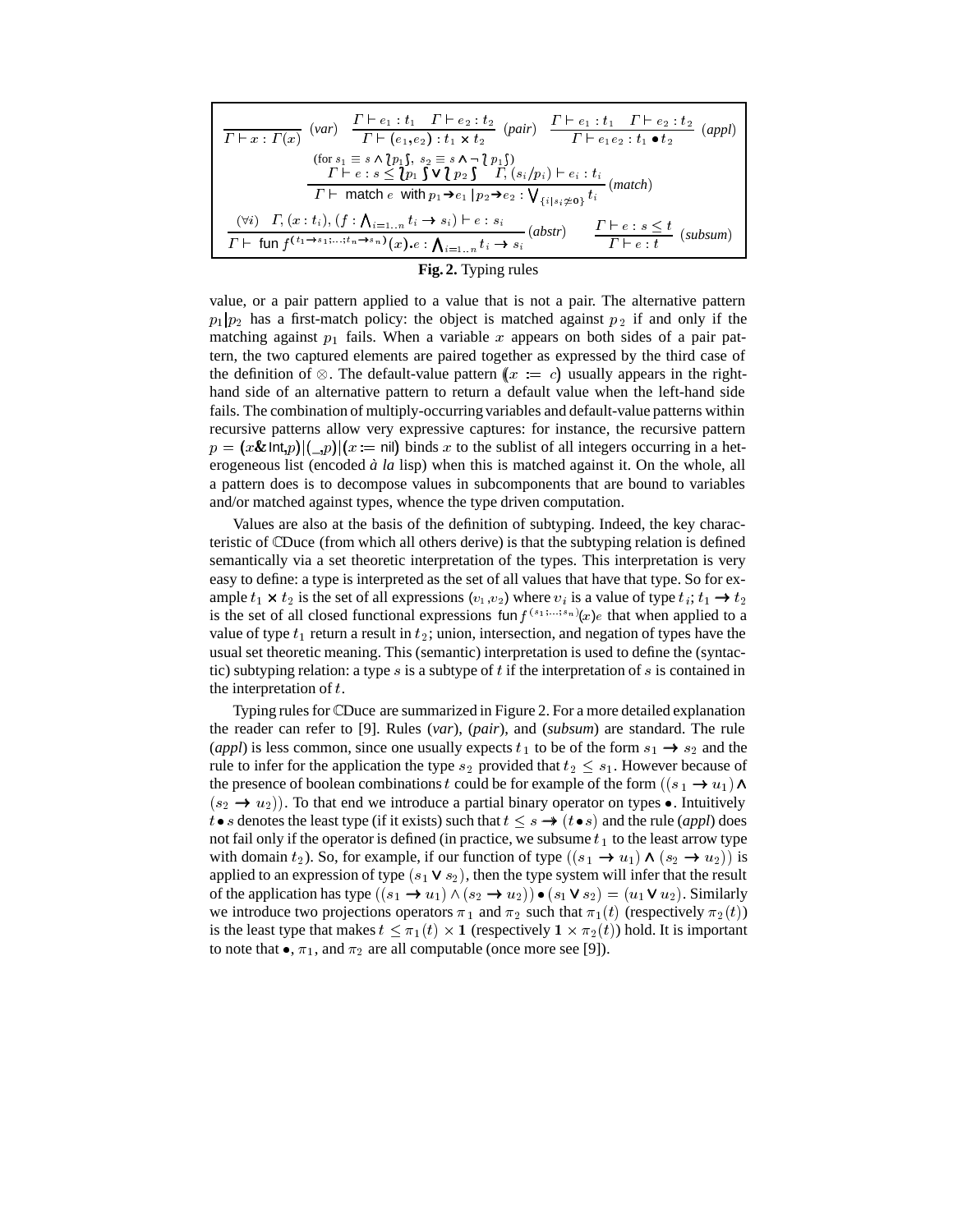$$\frac{}{\Gamma \vdash x : \Gamma(x)}\ (\mathit{var}) \qquad \frac{\Gamma \vdash e_1 : t_1 \quad \Gamma \vdash e_2 : t_2}{\Gamma \vdash (e_1,e_2) : t_1 \times t_2}\ (\mathit{pair}) \qquad \frac{\Gamma \vdash e_1 : t_1 \quad \Gamma \vdash e_2 : t_2}{\Gamma \vdash e_1 e_2 : t_1 \bullet t_2}\ (\mathit{appl})$$

$$\frac{\begin{array}{c}(\text{for } s_1 \equiv s \wedge \langle\!\!\lceil p_1 \rceil\!\!\rangle,\ s_2 \equiv s \wedge \neg \langle\!\!\lceil p_1 \rceil\!\!\rangle) \\ \Gamma \vdash e : s \leq \langle\!\!\lceil p_1 \rceil\!\!\rangle \vee \langle\!\!\lceil p_2 \rceil\!\!\rangle \quad \Gamma, (s_i/p_i) \vdash e_i : t_i\end{array}}{\Gamma \vdash \ \mathsf{match}\ e\ \ \mathsf{with}\ p_1 \rightarrow e_1 \mid p_2 \rightarrow e_2 : \bigvee_{\{i \mid s_i \not\simeq \mathbf{0}\}} t_i}\ (\mathit{match})$$

$$\frac{(\forall i) \quad \Gamma, (x : t_i), (f : \bigwedge_{i=1..n} t_i \rightarrow s_i) \vdash e : s_i}{\Gamma \vdash \ \mathsf{fun}\ f^{(t_1 \rightarrow s_1; \ldots; t_n \rightarrow s_n)}(x).e : \bigwedge_{i=1..n} t_i \rightarrow s_i}\ (\mathit{abstr}) \qquad \frac{\Gamma \vdash e : s \leq t}{\Gamma \vdash e : t}\ (\mathit{subsum})$$

**Fig. 2.** Typing rules

value, or a pair pattern applied to a value that is not a pair. The alternative pattern $p_1|p_2$ has a first-match policy: the object is matched against $p_2$ if and only if the matching against $p_1$ fails. When a variable $x$ appears on both sides of a pair pattern, the two captured elements are paired together as expressed by the third case of the definition of $\otimes$. The default-value pattern $(x := c)$ usually appears in the right-hand side of an alternative pattern to return a default value when the left-hand side fails. The combination of multiply-occurring variables and default-value patterns within recursive patterns allow very expressive captures: for instance, the recursive pattern $p = (x\&\mathsf{Int},p)|(\_,p)|(x := \mathsf{nil})$ binds $x$ to the sublist of all integers occurring in a heterogeneous list (encoded *à la* lisp) when this is matched against it. On the whole, all a pattern does is to decompose values in subcomponents that are bound to variables and/or matched against types, whence the type driven computation.

Values are also at the basis of the definition of subtyping. Indeed, the key characteristic of ℂDuce (from which all others derive) is that the subtyping relation is defined semantically via a set theoretic interpretation of the types. This interpretation is very easy to define: a type is interpreted as the set of all values that have that type. So for example $t_1 \times t_2$ is the set of all expressions $(v_1,v_2)$ where $v_i$ is a value of type $t_i$; $t_1 \rightarrow t_2$ is the set of all closed functional expressions $\mathsf{fun}\, f^{(s_1;\ldots;s_n)}(x)e$ that when applied to a value of type $t_1$ return a result in $t_2$; union, intersection, and negation of types have the usual set theoretic meaning. This (semantic) interpretation is used to define the (syntactic) subtyping relation: a type $s$ is a subtype of $t$ if the interpretation of $s$ is contained in the interpretation of $t$.

Typing rules for ℂDuce are summarized in Figure 2. For a more detailed explanation the reader can refer to [9]. Rules (*var*), (*pair*), and (*subsum*) are standard. The rule (*appl*) is less common, since one usually expects $t_1$ to be of the form $s_1 \rightarrow s_2$ and the rule to infer for the application the type $s_2$ provided that $t_2 \leq s_1$. However because of the presence of boolean combinations $t$ could be for example of the form $((s_1 \rightarrow u_1) \wedge (s_2 \rightarrow u_2))$. To that end we introduce a partial binary operator on types $\bullet$. Intuitively $t \bullet s$ denotes the least type (if it exists) such that $t \leq s \rightarrow (t \bullet s)$ and the rule (*appl*) does not fail only if the operator is defined (in practice, we subsume $t_1$ to the least arrow type with domain $t_2$). So, for example, if our function of type $((s_1 \rightarrow u_1) \wedge (s_2 \rightarrow u_2))$ is applied to an expression of type $(s_1 \vee s_2)$, then the type system will infer that the result of the application has type $((s_1 \rightarrow u_1) \wedge (s_2 \rightarrow u_2)) \bullet (s_1 \vee s_2) = (u_1 \vee u_2)$. Similarly we introduce two projections operators $\pi_1$ and $\pi_2$ such that $\pi_1(t)$ (respectively $\pi_2(t)$) is the least type that makes $t \leq \pi_1(t) \times \mathbf{1}$ (respectively $\mathbf{1} \times \pi_2(t)$) hold. It is important to note that $\bullet$, $\pi_1$, and $\pi_2$ are all computable (once more see [9]).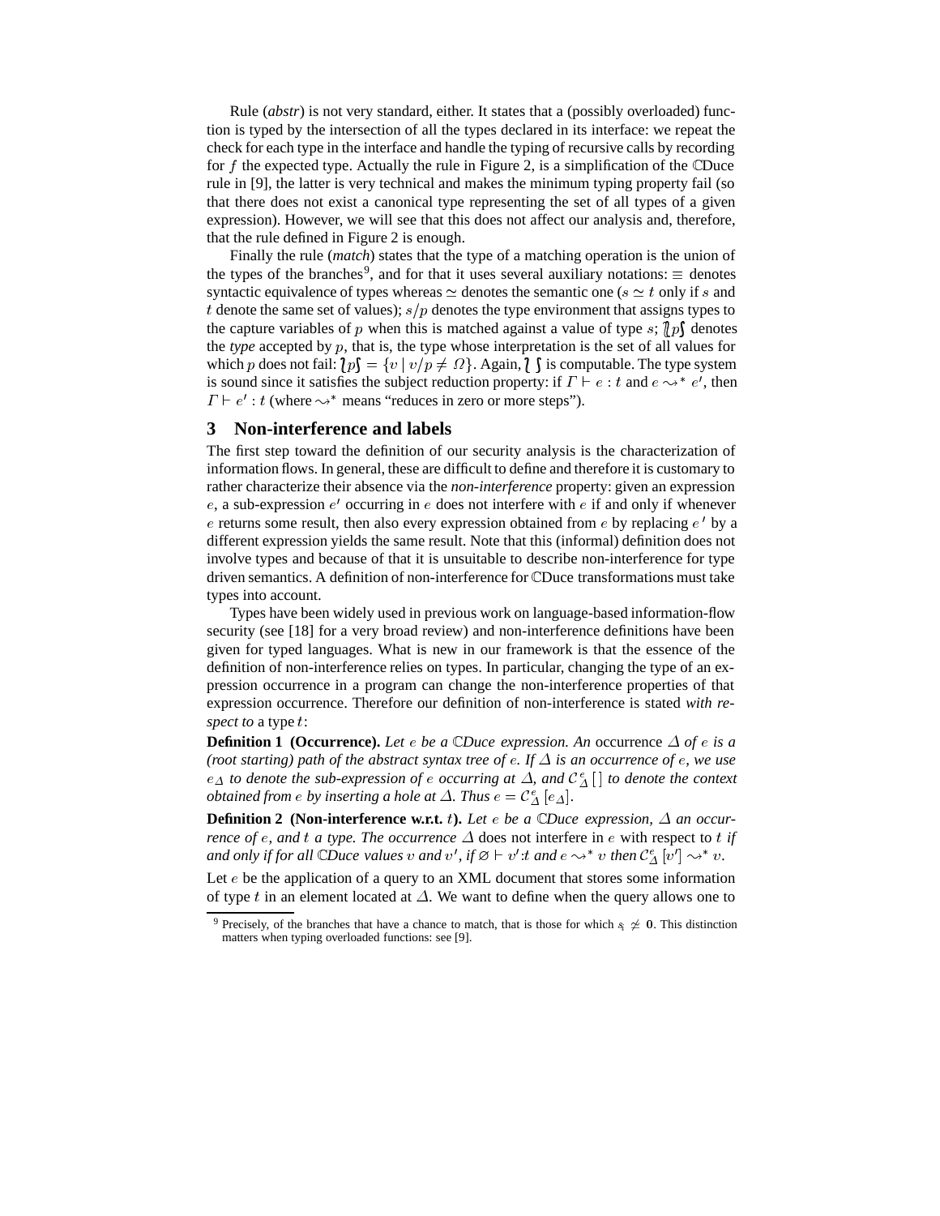Rule (*abstr*) is not very standard, either. It states that a (possibly overloaded) function is typed by the intersection of all the types declared in its interface: we repeat the check for each type in the interface and handle the typing of recursive calls by recording for $f$ the expected type. Actually the rule in Figure 2, is a simplification of the ℂDuce rule in [9], the latter is very technical and makes the minimum typing property fail (so that there does not exist a canonical type representing the set of all types of a given expression). However, we will see that this does not affect our analysis and, therefore, that the rule defined in Figure 2 is enough.

Finally the rule (*match*) states that the type of a matching operation is the union of the types of the branches[9], and for that it uses several auxiliary notations: $\equiv$ denotes syntactic equivalence of types whereas $\simeq$ denotes the semantic one ($s \simeq t$ only if $s$ and $t$ denote the same set of values); $s/p$ denotes the type environment that assigns types to the capture variables of $p$ when this is matched against a value of type $s$; $\langle\!\!\langle p \rangle\!\!\rangle$ denotes the *type* accepted by $p$, that is, the type whose interpretation is the set of all values for which $p$ does not fail: $\langle\!\!\langle p \rangle\!\!\rangle = \{v \mid v/p \neq \Omega\}$. Again, $\langle\!\!\langle\ \rangle\!\!\rangle$ is computable. The type system is sound since it satisfies the subject reduction property: if $\Gamma \vdash e : t$ and $e \leadsto^* e'$, then $\Gamma \vdash e' : t$ (where $\leadsto^*$ means "reduces in zero or more steps").

## 3 Non-interference and labels

The first step toward the definition of our security analysis is the characterization of information flows. In general, these are difficult to define and therefore it is customary to rather characterize their absence via the *non-interference* property: given an expression $e$, a sub-expression $e'$ occurring in $e$ does not interfere with $e$ if and only if whenever $e$ returns some result, then also every expression obtained from $e$ by replacing $e'$ by a different expression yields the same result. Note that this (informal) definition does not involve types and because of that it is unsuitable to describe non-interference for type driven semantics. A definition of non-interference for ℂDuce transformations must take types into account.

Types have been widely used in previous work on language-based information-flow security (see [18] for a very broad review) and non-interference definitions have been given for typed languages. What is new in our framework is that the essence of the definition of non-interference relies on types. In particular, changing the type of an expression occurrence in a program can change the non-interference properties of that expression occurrence. Therefore our definition of non-interference is stated *with respect to* a type $t$:

**Definition 1 (Occurrence).** *Let $e$ be a ℂDuce expression. An* occurrence *$\Delta$ of $e$ is a (root starting) path of the abstract syntax tree of $e$. If $\Delta$ is an occurrence of $e$, we use $e_\Delta$ to denote the sub-expression of $e$ occurring at $\Delta$, and $\mathcal{C}^e_\Delta[\,]$ to denote the context obtained from $e$ by inserting a hole at $\Delta$. Thus $e = \mathcal{C}^e_\Delta[e_\Delta]$.*

**Definition 2 (Non-interference w.r.t. $t$).** *Let $e$ be a ℂDuce expression, $\Delta$ an occurrence of $e$, and $t$ a type. The occurrence $\Delta$* does not interfere in *$e$* with respect to *$t$ if and only if for all ℂDuce values $v$ and $v'$, if $\varnothing \vdash v' {:} t$ and $e \leadsto^* v$ then $\mathcal{C}^e_\Delta[v'] \leadsto^* v$.*

Let $e$ be the application of a query to an XML document that stores some information of type $t$ in an element located at $\Delta$. We want to define when the query allows one to

[9] Precisely, of the branches that have a chance to match, that is those for which $s_i \not\simeq \mathbf{0}$. This distinction matters when typing overloaded functions: see [9].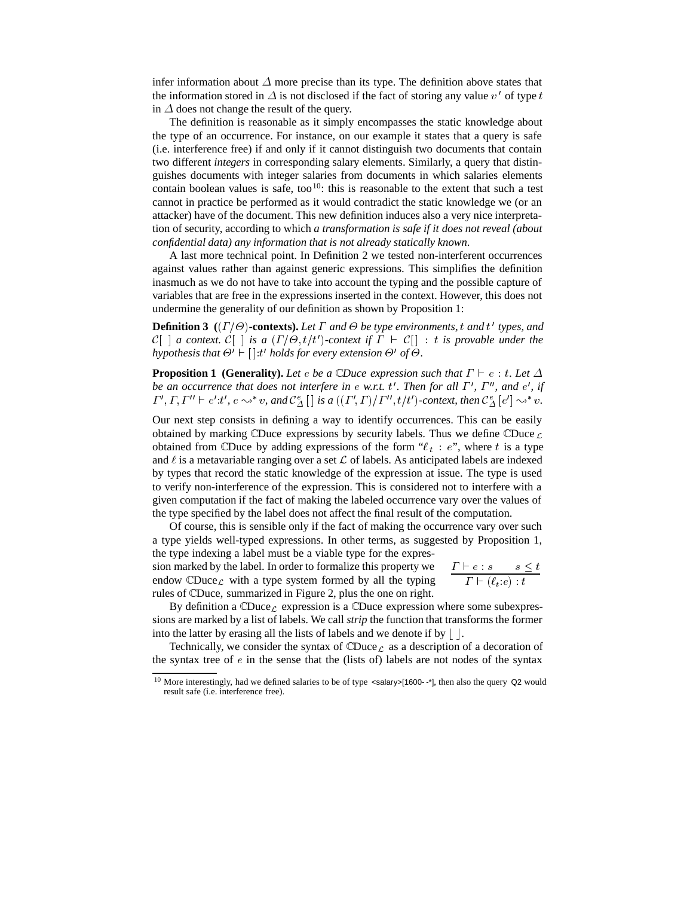infer information about $\Delta$ more precise than its type. The definition above states that the information stored in $\Delta$ is not disclosed if the fact of storing any value $v'$ of type $t$ in $\Delta$ does not change the result of the query.

The definition is reasonable as it simply encompasses the static knowledge about the type of an occurrence. For instance, on our example it states that a query is safe (i.e. interference free) if and only if it cannot distinguish two documents that contain two different *integers* in corresponding salary elements. Similarly, a query that distinguishes documents with integer salaries from documents in which salaries elements contain boolean values is safe, too[10]: this is reasonable to the extent that such a test cannot in practice be performed as it would contradict the static knowledge we (or an attacker) have of the document. This new definition induces also a very nice interpretation of security, according to which *a transformation is safe if it does not reveal (about confidential data) any information that is not already statically known*.

A last more technical point. In Definition 2 we tested non-interferent occurrences against values rather than against generic expressions. This simplifies the definition inasmuch as we do not have to take into account the typing and the possible capture of variables that are free in the expressions inserted in the context. However, this does not undermine the generality of our definition as shown by Proposition 1:

**Definition 3 ($(\Gamma/\Theta)$-contexts).** *Let $\Gamma$ and $\Theta$ be type environments, $t$ and $t'$ types, and $\mathcal{C}[\ ]$ a context. $\mathcal{C}[\ ]$ is a $(\Gamma/\Theta, t/t')$-context if $\Gamma \vdash \mathcal{C}[] : t$ is provable under the hypothesis that $\Theta' \vdash []{:}t'$ holds for every extension $\Theta'$ of $\Theta$.*

**Proposition 1 (Generality).** *Let $e$ be a $\mathbb{C}$Duce expression such that $\Gamma \vdash e : t$. Let $\Delta$ be an occurrence that does not interfere in $e$ w.r.t. $t'$. Then for all $\Gamma'$, $\Gamma''$, and $e'$, if $\Gamma', \Gamma, \Gamma'' \vdash e'{:}t'$, $e \rightsquigarrow^* v$, and $\mathcal{C}^e_\Delta[]$ is a $((\Gamma', \Gamma)/\Gamma'', t/t')$-context, then $\mathcal{C}^e_\Delta[e'] \rightsquigarrow^* v$.*

Our next step consists in defining a way to identify occurrences. This can be easily obtained by marking $\mathbb{C}$Duce expressions by security labels. Thus we define $\mathbb{C}\text{Duce}_\mathcal{L}$ obtained from $\mathbb{C}$Duce by adding expressions of the form "$\ell_t : e$", where $t$ is a type and $\ell$ is a metavariable ranging over a set $\mathcal{L}$ of labels. As anticipated labels are indexed by types that record the static knowledge of the expression at issue. The type is used to verify non-interference of the expression. This is considered not to interfere with a given computation if the fact of making the labeled occurrence vary over the values of the type specified by the label does not affect the final result of the computation.

Of course, this is sensible only if the fact of making the occurrence vary over such a type yields well-typed expressions. In other terms, as suggested by Proposition 1, the type indexing a label must be a viable type for the expression marked by the label. In order to formalize this property we endow $\mathbb{C}\text{Duce}_\mathcal{L}$ with a type system formed by all the typing rules of $\mathbb{C}$Duce, summarized in Figure 2, plus the one on right.

$$\frac{\Gamma \vdash e : s \qquad s \leq t}{\Gamma \vdash (\ell_t{:}e) : t}$$

By definition a $\mathbb{C}\text{Duce}_\mathcal{L}$ expression is a $\mathbb{C}$Duce expression where some subexpressions are marked by a list of labels. We call *strip* the function that transforms the former into the latter by erasing all the lists of labels and we denote if by $\lfloor\ \rfloor$.

Technically, we consider the syntax of $\mathbb{C}\text{Duce}_\mathcal{L}$ as a description of a decoration of the syntax tree of $e$ in the sense that the (lists of) labels are not nodes of the syntax

[10] More interestingly, had we defined salaries to be of type `<salary>[1600--*]`, then also the query Q2 would result safe (i.e. interference free).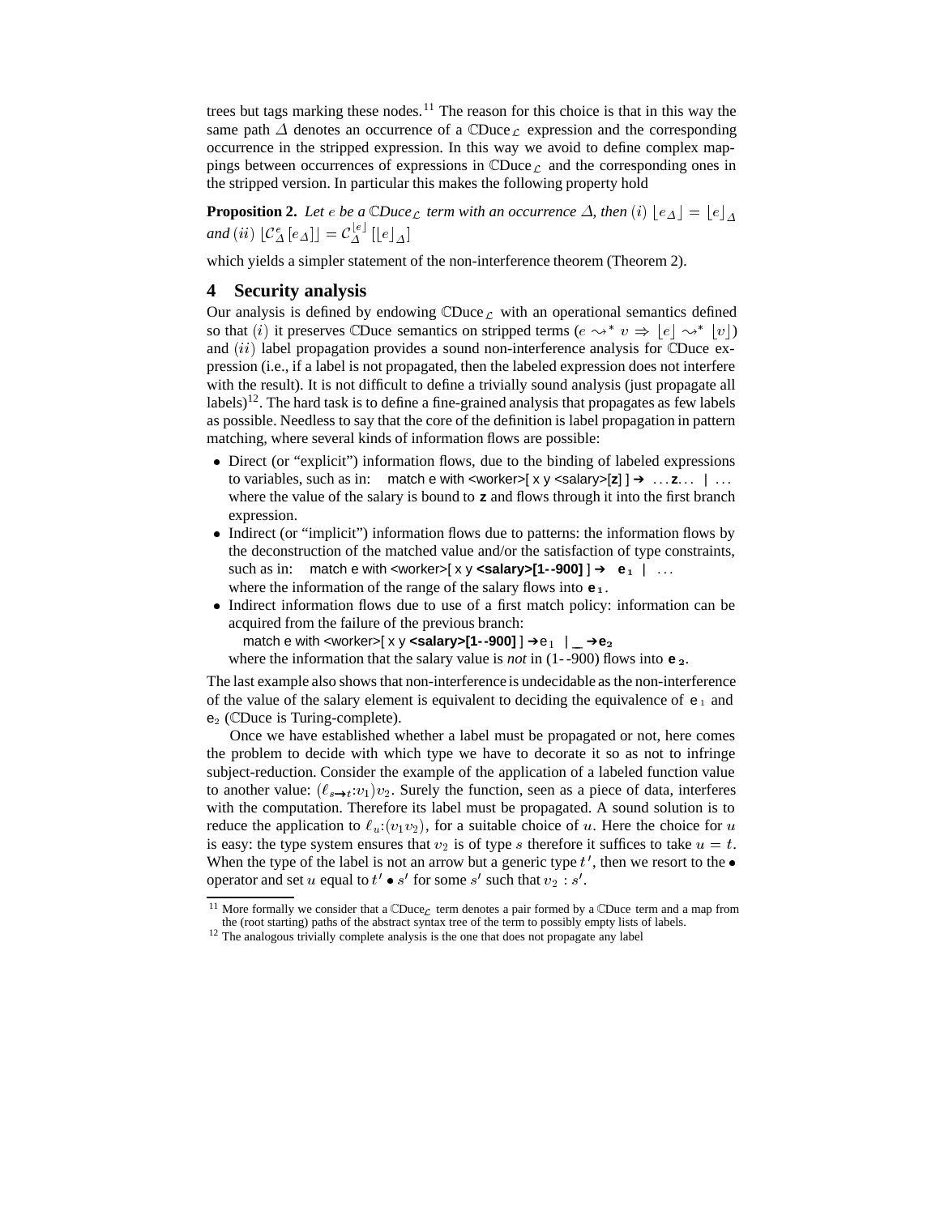trees but tags marking these nodes.[11] The reason for this choice is that in this way the same path $\Delta$ denotes an occurrence of a $\mathbb{C}\text{Duce}_{\mathcal{L}}$ expression and the corresponding occurrence in the stripped expression. In this way we avoid to define complex mappings between occurrences of expressions in $\mathbb{C}\text{Duce}_{\mathcal{L}}$ and the corresponding ones in the stripped version. In particular this makes the following property hold

**Proposition 2.** *Let $e$ be a $\mathbb{C}$Duce$_{\mathcal{L}}$ term with an occurrence $\Delta$, then $(i)$ $\lfloor e_\Delta \rfloor = \lfloor e \rfloor_\Delta$ and $(ii)$ $\lfloor \mathcal{C}^e_\Delta[e_\Delta] \rfloor = \mathcal{C}^{\lfloor e \rfloor}_\Delta[\lfloor e \rfloor_\Delta]$*

which yields a simpler statement of the non-interference theorem (Theorem 2).

## 4 Security analysis

Our analysis is defined by endowing $\mathbb{C}\text{Duce}_{\mathcal{L}}$ with an operational semantics defined so that $(i)$ it preserves $\mathbb{C}$Duce semantics on stripped terms ($e \leadsto^* v \Rightarrow \lfloor e \rfloor \leadsto^* \lfloor v \rfloor$) and $(ii)$ label propagation provides a sound non-interference analysis for $\mathbb{C}$Duce expression (i.e., if a label is not propagated, then the labeled expression does not interfere with the result). It is not difficult to define a trivially sound analysis (just propagate all labels)[12]. The hard task is to define a fine-grained analysis that propagates as few labels as possible. Needless to say that the core of the definition is label propagation in pattern matching, where several kinds of information flows are possible:

- Direct (or "explicit") information flows, due to the binding of labeled expressions to variables, such as in: `match e with <worker>[ x y <salary>[z] ] → ...z... | ...` where the value of the salary is bound to **z** and flows through it into the first branch expression.
- Indirect (or "implicit") information flows due to patterns: the information flows by the deconstruction of the matched value and/or the satisfaction of type constraints, such as in: `match e with <worker>[ x y <salary>[1--900] ] → e₁ | ...` where the information of the range of the salary flows into $\mathbf{e_1}$.
- Indirect information flows due to use of a first match policy: information can be acquired from the failure of the previous branch:
  `match e with <worker>[ x y <salary>[1--900] ] → e₁ | _ → e₂`
  where the information that the salary value is *not* in (1--900) flows into $\mathbf{e_2}$.

The last example also shows that non-interference is undecidable as the non-interference of the value of the salary element is equivalent to deciding the equivalence of $\mathsf{e}_1$ and $\mathsf{e}_2$ ($\mathbb{C}$Duce is Turing-complete).

Once we have established whether a label must be propagated or not, here comes the problem to decide with which type we have to decorate it so as not to infringe subject-reduction. Consider the example of the application of a labeled function value to another value: $(\ell_{s\to t}{:}v_1)v_2$. Surely the function, seen as a piece of data, interferes with the computation. Therefore its label must be propagated. A sound solution is to reduce the application to $\ell_u{:}(v_1v_2)$, for a suitable choice of $u$. Here the choice for $u$ is easy: the type system ensures that $v_2$ is of type $s$ therefore it suffices to take $u = t$. When the type of the label is not an arrow but a generic type $t'$, then we resort to the $\bullet$ operator and set $u$ equal to $t' \bullet s'$ for some $s'$ such that $v_2 : s'$.

[11] More formally we consider that a $\mathbb{C}\text{Duce}_{\mathcal{L}}$ term denotes a pair formed by a $\mathbb{C}$Duce term and a map from the (root starting) paths of the abstract syntax tree of the term to possibly empty lists of labels.

[12] The analogous trivially complete analysis is the one that does not propagate any label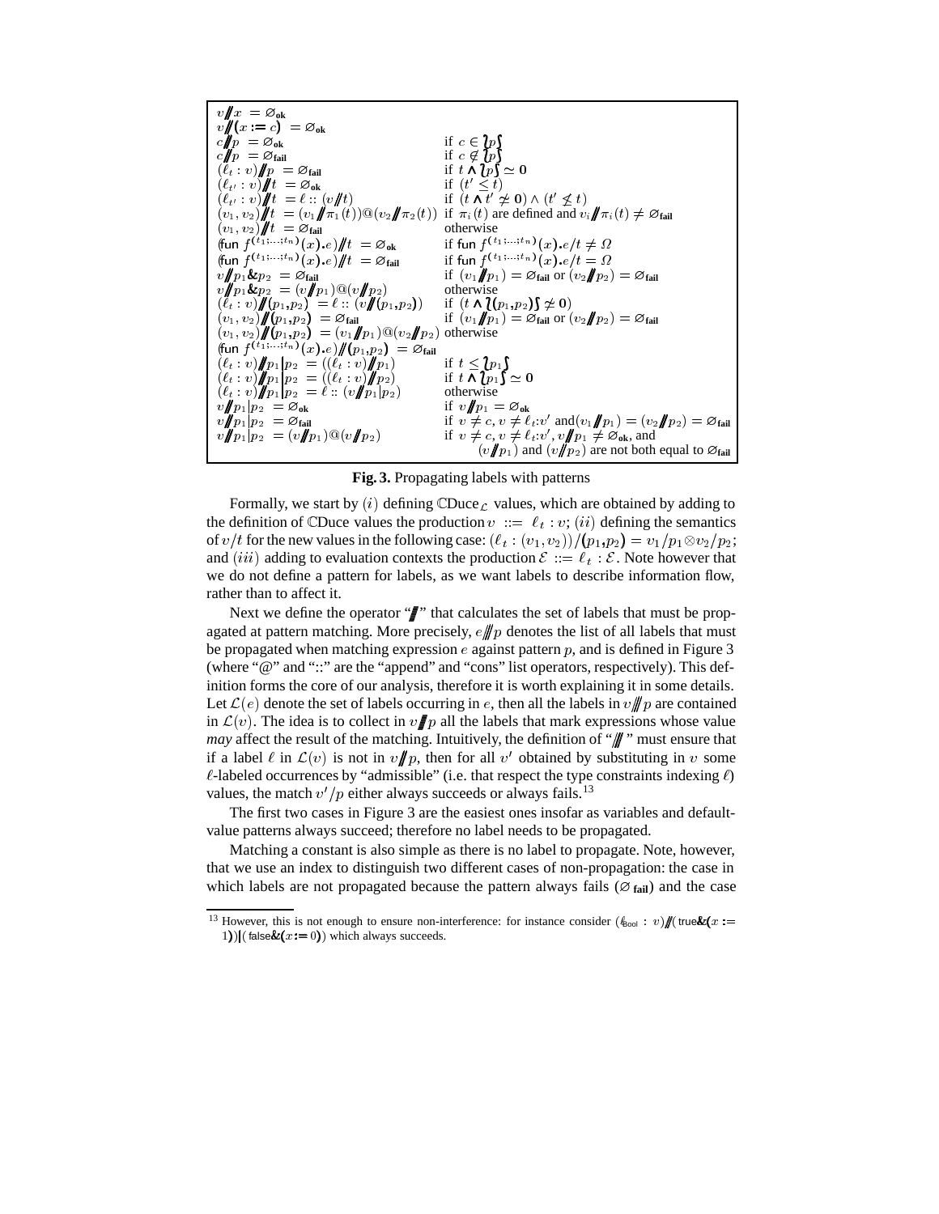$$
\begin{array}{lll}
v /\!\!/ x & = \varnothing_{\mathbf{ok}} & \\
v /\!\!/ (x := c) & = \varnothing_{\mathbf{ok}} & \\
c /\!\!/ p & = \varnothing_{\mathbf{ok}} & \text{if } c \in \{\!\!\{ p \}\!\!\} \\
c /\!\!/ p & = \varnothing_{\mathbf{fail}} & \text{if } c \notin \{\!\!\{ p \}\!\!\} \\
(\ell_t : v) /\!\!/ p & = \varnothing_{\mathbf{fail}} & \text{if } t \wedge \{\!\!\{ p \}\!\!\} \simeq \mathbf{0} \\
(\ell_{t'} : v) /\!\!/ t & = \varnothing_{\mathbf{ok}} & \text{if } (t' \leq t) \\
(\ell_{t'} : v) /\!\!/ t & = \ell :: (v /\!\!/ t) & \text{if } (t \wedge t' \not\simeq \mathbf{0}) \wedge (t' \not\leq t) \\
(v_1, v_2) /\!\!/ t & = (v_1 /\!\!/ \pi_1(t)) @ (v_2 /\!\!/ \pi_2(t)) & \text{if } \pi_i(t) \text{ are defined and } v_i /\!\!/ \pi_i(t) \neq \varnothing_{\mathbf{fail}} \\
(v_1, v_2) /\!\!/ t & = \varnothing_{\mathbf{fail}} & \text{otherwise} \\
(\mathsf{fun}\ f^{(t_1;\ldots;t_n)}(x).e) /\!\!/ t & = \varnothing_{\mathbf{ok}} & \text{if } \mathsf{fun}\ f^{(t_1;\ldots;t_n)}(x).e/t \neq \Omega \\
(\mathsf{fun}\ f^{(t_1;\ldots;t_n)}(x).e) /\!\!/ t & = \varnothing_{\mathbf{fail}} & \text{if } \mathsf{fun}\ f^{(t_1;\ldots;t_n)}(x).e/t = \Omega \\
v /\!\!/ p_1 \& p_2 & = \varnothing_{\mathbf{fail}} & \text{if } (v_1 /\!\!/ p_1) = \varnothing_{\mathbf{fail}} \text{ or } (v_2 /\!\!/ p_2) = \varnothing_{\mathbf{fail}} \\
v /\!\!/ p_1 \& p_2 & = (v /\!\!/ p_1) @ (v /\!\!/ p_2) & \text{otherwise} \\
(\ell_t : v) /\!\!/ (p_1, p_2) & = \ell :: (v /\!\!/ (p_1, p_2)) & \text{if } (t \wedge \{\!\!\{ (p_1, p_2) \}\!\!\} \not\simeq \mathbf{0}) \\
(v_1, v_2) /\!\!/ (p_1, p_2) & = \varnothing_{\mathbf{fail}} & \text{if } (v_1 /\!\!/ p_1) = \varnothing_{\mathbf{fail}} \text{ or } (v_2 /\!\!/ p_2) = \varnothing_{\mathbf{fail}} \\
(v_1, v_2) /\!\!/ (p_1, p_2) & = (v_1 /\!\!/ p_1) @ (v_2 /\!\!/ p_2) & \text{otherwise} \\
(\mathsf{fun}\ f^{(t_1;\ldots;t_n)}(x).e) /\!\!/ (p_1, p_2) & = \varnothing_{\mathbf{fail}} & \\
(\ell_t : v) /\!\!/ p_1 | p_2 & = ((\ell_t : v) /\!\!/ p_1) & \text{if } t \leq \{\!\!\{ p_1 \}\!\!\} \\
(\ell_t : v) /\!\!/ p_1 | p_2 & = ((\ell_t : v) /\!\!/ p_2) & \text{if } t \wedge \{\!\!\{ p_1 \}\!\!\} \simeq \mathbf{0} \\
(\ell_t : v) /\!\!/ p_1 | p_2 & = \ell :: (v /\!\!/ p_1 | p_2) & \text{otherwise} \\
v /\!\!/ p_1 | p_2 & = \varnothing_{\mathbf{ok}} & \text{if } v /\!\!/ p_1 = \varnothing_{\mathbf{ok}} \\
v /\!\!/ p_1 | p_2 & = \varnothing_{\mathbf{fail}} & \text{if } v \neq c, v \neq \ell_t{:}v' \text{ and} (v_1 /\!\!/ p_1) = (v_2 /\!\!/ p_2) = \varnothing_{\mathbf{fail}} \\
v /\!\!/ p_1 | p_2 & = (v /\!\!/ p_1) @ (v /\!\!/ p_2) & \text{if } v \neq c, v \neq \ell_t{:}v', v /\!\!/ p_1 \neq \varnothing_{\mathbf{ok}}, \text{ and} \\
 & & \quad (v /\!\!/ p_1) \text{ and } (v /\!\!/ p_2) \text{ are not both equal to } \varnothing_{\mathbf{fail}}
\end{array}
$$

**Fig. 3.** Propagating labels with patterns

Formally, we start by $(i)$ defining $\mathbb{C}\text{Duce}_{\mathcal{L}}$ values, which are obtained by adding to the definition of $\mathbb{C}$Duce values the production $v ::= \ell_t : v$; $(ii)$ defining the semantics of $v/t$ for the new values in the following case: $(\ell_t : (v_1, v_2))/(p_1, p_2) = v_1/p_1 \otimes v_2/p_2$; and $(iii)$ adding to evaluation contexts the production $\mathcal{E} ::= \ell_t : \mathcal{E}$. Note however that we do not define a pattern for labels, as we want labels to describe information flow, rather than to affect it.

Next we define the operator "$/\!\!/$" that calculates the set of labels that must be propagated at pattern matching. More precisely, $e /\!\!/ p$ denotes the list of all labels that must be propagated when matching expression $e$ against pattern $p$, and is defined in Figure 3 (where "@" and "::" are the "append" and "cons" list operators, respectively). This definition forms the core of our analysis, therefore it is worth explaining it in some details. Let $\mathcal{L}(e)$ denote the set of labels occurring in $e$, then all the labels in $v /\!\!/ p$ are contained in $\mathcal{L}(v)$. The idea is to collect in $v /\!\!/ p$ all the labels that mark expressions whose value *may* affect the result of the matching. Intuitively, the definition of "$/\!\!/$" must ensure that if a label $\ell$ in $\mathcal{L}(v)$ is not in $v /\!\!/ p$, then for all $v'$ obtained by substituting in $v$ some $\ell$-labeled occurrences by "admissible" (i.e. that respect the type constraints indexing $\ell$) values, the match $v'/p$ either always succeeds or always fails.[13]

The first two cases in Figure 3 are the easiest ones insofar as variables and default-value patterns always succeed; therefore no label needs to be propagated.

Matching a constant is also simple as there is no label to propagate. Note, however, that we use an index to distinguish two different cases of non-propagation: the case in which labels are not propagated because the pattern always fails ($\varnothing_{\mathbf{fail}}$) and the case

---

[13] However, this is not enough to ensure non-interference: for instance consider $(\ell_{\mathsf{Bool}} : v) /\!\!/ (\mathsf{true} \& (x := 1)) | (\mathsf{false} \& (x := 0))$ which always succeeds.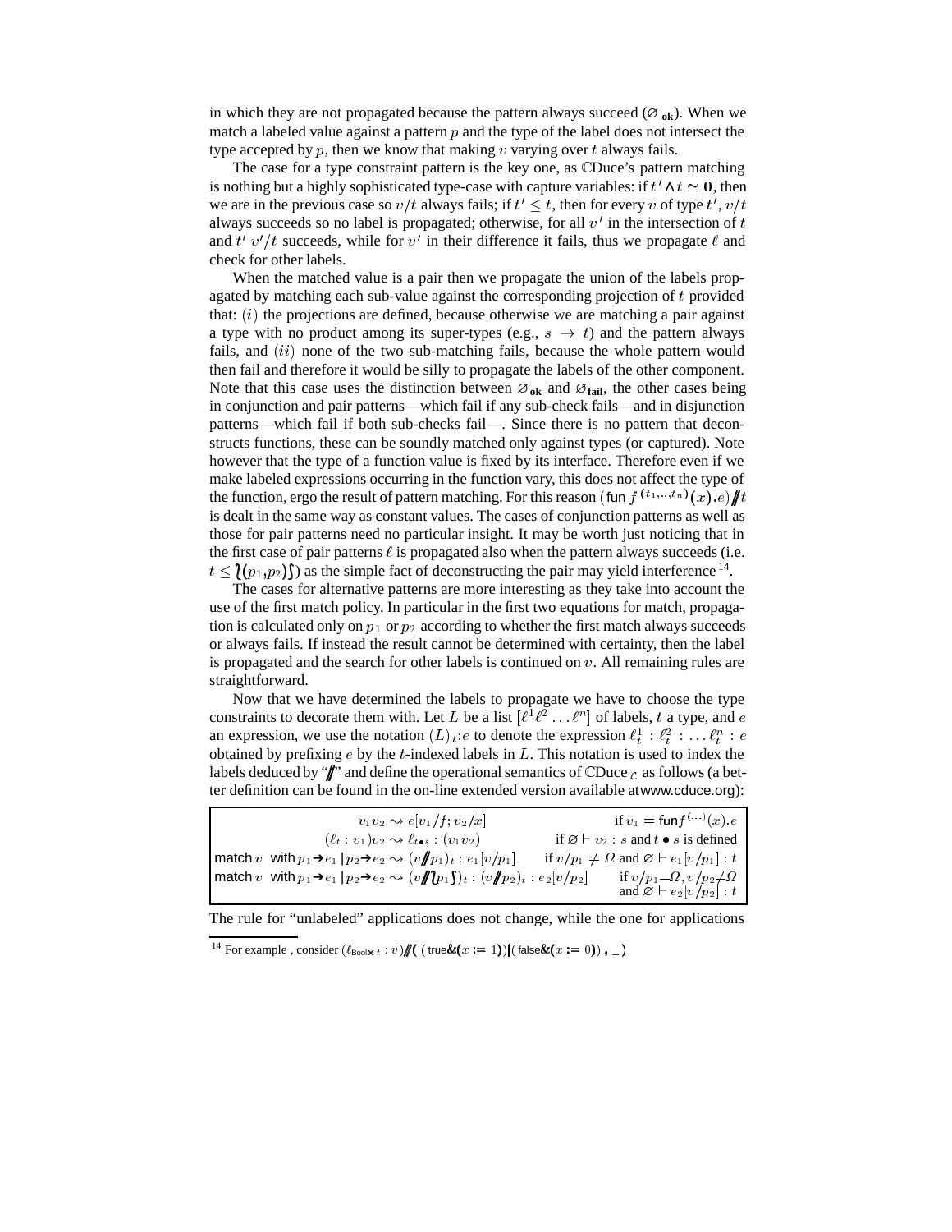in which they are not propagated because the pattern always succeed ($\varnothing_{\mathbf{ok}}$). When we match a labeled value against a pattern $p$ and the type of the label does not intersect the type accepted by $p$, then we know that making $v$ varying over $t$ always fails.

The case for a type constraint pattern is the key one, as ℂDuce's pattern matching is nothing but a highly sophisticated type-case with capture variables: if $t' \wedge t \simeq \mathbf{0}$, then we are in the previous case so $v/t$ always fails; if $t' \leq t$, then for every $v$ of type $t'$, $v/t$ always succeeds so no label is propagated; otherwise, for all $v'$ in the intersection of $t$ and $t'$ $v'/t$ succeeds, while for $v'$ in their difference it fails, thus we propagate $\ell$ and check for other labels.

When the matched value is a pair then we propagate the union of the labels propagated by matching each sub-value against the corresponding projection of $t$ provided that: $(i)$ the projections are defined, because otherwise we are matching a pair against a type with no product among its super-types (e.g., $s \to t$) and the pattern always fails, and $(ii)$ none of the two sub-matching fails, because the whole pattern would then fail and therefore it would be silly to propagate the labels of the other component. Note that this case uses the distinction between $\varnothing_{\mathbf{ok}}$ and $\varnothing_{\mathbf{fail}}$, the other cases being in conjunction and pair patterns—which fail if any sub-check fails—and in disjunction patterns—which fail if both sub-checks fail—. Since there is no pattern that deconstructs functions, these can be soundly matched only against types (or captured). Note however that the type of a function value is fixed by its interface. Therefore even if we make labeled expressions occurring in the function vary, this does not affect the type of the function, ergo the result of pattern matching. For this reason $(\mathsf{fun}\ f^{(t_1,..,t_n)}(x).e) /\!\!/ t$ is dealt in the same way as constant values. The cases of conjunction patterns as well as those for pair patterns need no particular insight. It may be worth just noticing that in the first case of pair patterns $\ell$ is propagated also when the pattern always succeeds (i.e. $t \leq \{\!\!\{(p_1,p_2)\}\!\!\}$) as the simple fact of deconstructing the pair may yield interference [14].

The cases for alternative patterns are more interesting as they take into account the use of the first match policy. In particular in the first two equations for match, propagation is calculated only on $p_1$ or $p_2$ according to whether the first match always succeeds or always fails. If instead the result cannot be determined with certainty, then the label is propagated and the search for other labels is continued on $v$. All remaining rules are straightforward.

Now that we have determined the labels to propagate we have to choose the type constraints to decorate them with. Let $L$ be a list $[\ell^1\ell^2 \dots \ell^n]$ of labels, $t$ a type, and $e$ an expression, we use the notation $(L)_t{:}e$ to denote the expression $\ell^1_t : \ell^2_t : \dots \ell^n_t : e$ obtained by prefixing $e$ by the $t$-indexed labels in $L$. This notation is used to index the labels deduced by "$/\!\!/$" and define the operational semantics of ℂDuce$_{\mathcal{L}}$ as follows (a better definition can be found in the on-line extended version available at www.cduce.org):

| | |
|---|---|
| $v_1 v_2 \rightsquigarrow e[v_1/f; v_2/x]$ | if $v_1 = \mathsf{fun} f^{(\dots)}(x).e$ |
| $(\ell_t : v_1)v_2 \rightsquigarrow \ell_{t \bullet s} : (v_1 v_2)$ | if $\varnothing \vdash v_2 : s$ and $t \bullet s$ is defined |
| match $v$ with $p_1 \to e_1 \mid p_2 \to e_2 \rightsquigarrow (v /\!\!/ p_1)_t : e_1[v/p_1]$ | if $v/p_1 \neq \Omega$ and $\varnothing \vdash e_1[v/p_1] : t$ |
| match $v$ with $p_1 \to e_1 \mid p_2 \to e_2 \rightsquigarrow (v /\!\!/ \{\!\!\{p_1\}\!\!\})_t : (v /\!\!/ p_2)_t : e_2[v/p_2]$ | if $v/p_1 = \Omega, v/p_2 \neq \Omega$ and $\varnothing \vdash e_2[v/p_2] : t$ |

The rule for "unlabeled" applications does not change, while the one for applications

[14] For example , consider $(\ell_{\mathsf{Bool} \times t} : v) /\!\!/ (\,(\mathsf{true} \& (x := 1)) | (\mathsf{false} \& (x := 0))\,,\,\_\,)$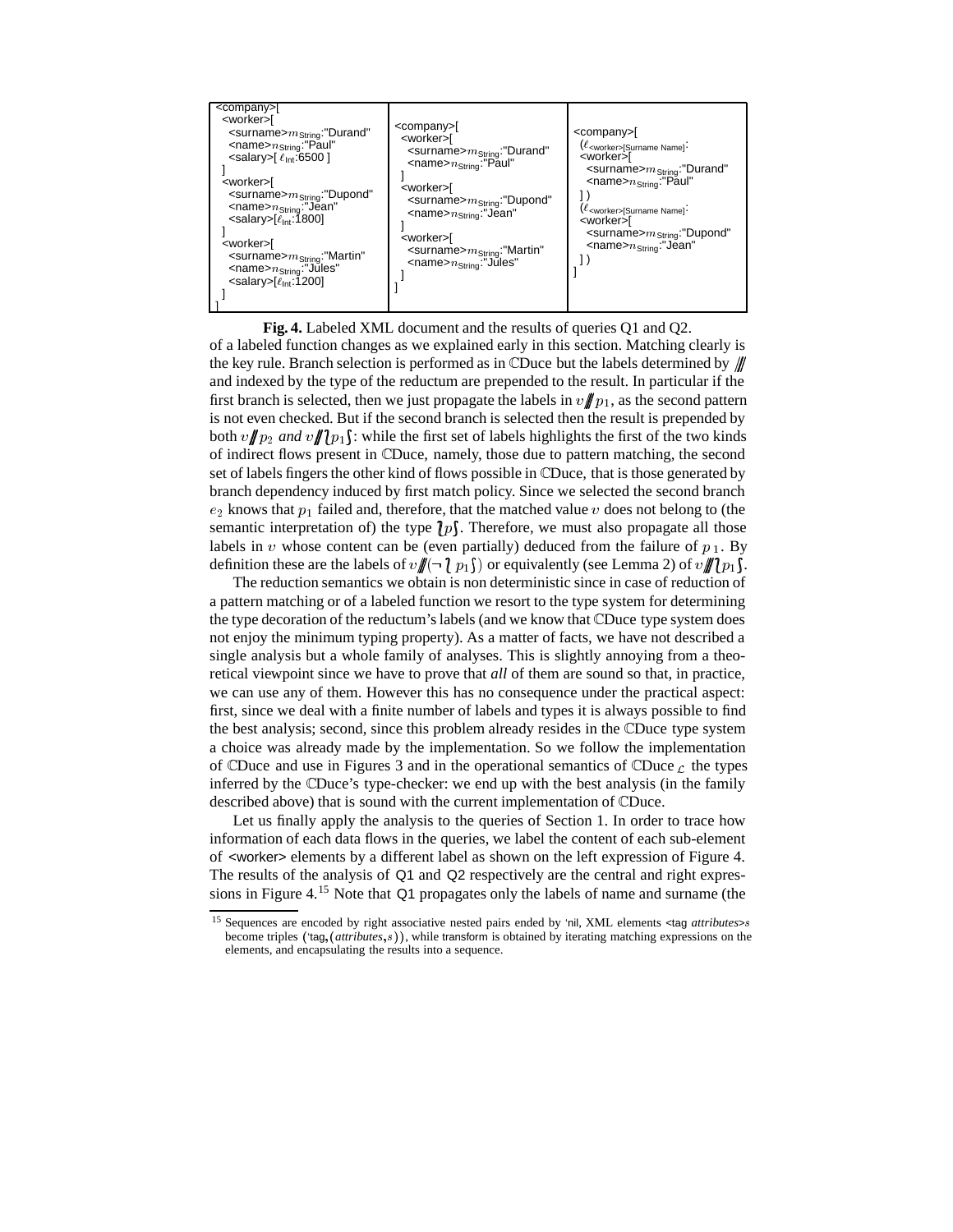```
<company>[
 <worker>[
  <surname>m_String:"Durand"
  <name>n_String:"Paul"
  <salary>[ ℓ_Int:6500 ]
 ]
 <worker>[
  <surname>m_String:"Dupond"
  <name>n_String:"Jean"
  <salary>[ℓ_Int:1800]
 ]
 <worker>[
  <surname>m_String:"Martin"
  <name>n_String:"Jules"
  <salary>[ℓ_Int:1200]
 ]
]
```

```
<company>[
 <worker>[
  <surname>m_String:"Durand"
  <name>n_String:"Paul"
 ]
 <worker>[
  <surname>m_String:"Dupond"
  <name>n_String:"Jean"
 ]
 <worker>[
  <surname>m_String:"Martin"
  <name>n_String:"Jules"
 ]
]
```

```
<company>[
 (ℓ_<worker>[Surname Name]:
 <worker>[
  <surname>m_String:"Durand"
  <name>n_String:"Paul"
 ])
 (ℓ_<worker>[Surname Name]:
 <worker>[
  <surname>m_String:"Dupond"
  <name>n_String:"Jean"
 ])
]
```

**Fig. 4.** Labeled XML document and the results of queries Q1 and Q2.

of a labeled function changes as we explained early in this section. Matching clearly is the key rule. Branch selection is performed as in ℂDuce but the labels determined by $/\!\!/\!\!/$ and indexed by the type of the reductum are prepended to the result. In particular if the first branch is selected, then we just propagate the labels in $v /\!\!/\!\!/ p_1$, as the second pattern is not even checked. But if the second branch is selected then the result is prepended by both $v /\!\!/\!\!/ p_2$ *and* $v /\!\!/\!\!/ \wr p_1 \int$: while the first set of labels highlights the first of the two kinds of indirect flows present in ℂDuce, namely, those due to pattern matching, the second set of labels fingers the other kind of flows possible in ℂDuce, that is those generated by branch dependency induced by first match policy. Since we selected the second branch $e_2$ knows that $p_1$ failed and, therefore, that the matched value $v$ does not belong to (the semantic interpretation of) the type $\wr p \int$. Therefore, we must also propagate all those labels in $v$ whose content can be (even partially) deduced from the failure of $p_1$. By definition these are the labels of $v /\!\!/\!\!/ (\neg \wr p_1 \int)$ or equivalently (see Lemma 2) of $v /\!\!/\!\!/ \wr p_1 \int$.

The reduction semantics we obtain is non deterministic since in case of reduction of a pattern matching or of a labeled function we resort to the type system for determining the type decoration of the reductum's labels (and we know that ℂDuce type system does not enjoy the minimum typing property). As a matter of facts, we have not described a single analysis but a whole family of analyses. This is slightly annoying from a theoretical viewpoint since we have to prove that *all* of them are sound so that, in practice, we can use any of them. However this has no consequence under the practical aspect: first, since we deal with a finite number of labels and types it is always possible to find the best analysis; second, since this problem already resides in the ℂDuce type system a choice was already made by the implementation. So we follow the implementation of ℂDuce and use in Figures 3 and in the operational semantics of ℂDuce$_{\mathcal{L}}$ the types inferred by the ℂDuce's type-checker: we end up with the best analysis (in the family described above) that is sound with the current implementation of ℂDuce.

Let us finally apply the analysis to the queries of Section 1. In order to trace how information of each data flows in the queries, we label the content of each sub-element of <worker> elements by a different label as shown on the left expression of Figure 4. The results of the analysis of Q1 and Q2 respectively are the central and right expressions in Figure 4.[15] Note that Q1 propagates only the labels of name and surname (the

[15] Sequences are encoded by right associative nested pairs ended by 'nil, XML elements <tag *attributes*>*s* become triples ('tag,(*attributes*,*s*)), while transform is obtained by iterating matching expressions on the elements, and encapsulating the results into a sequence.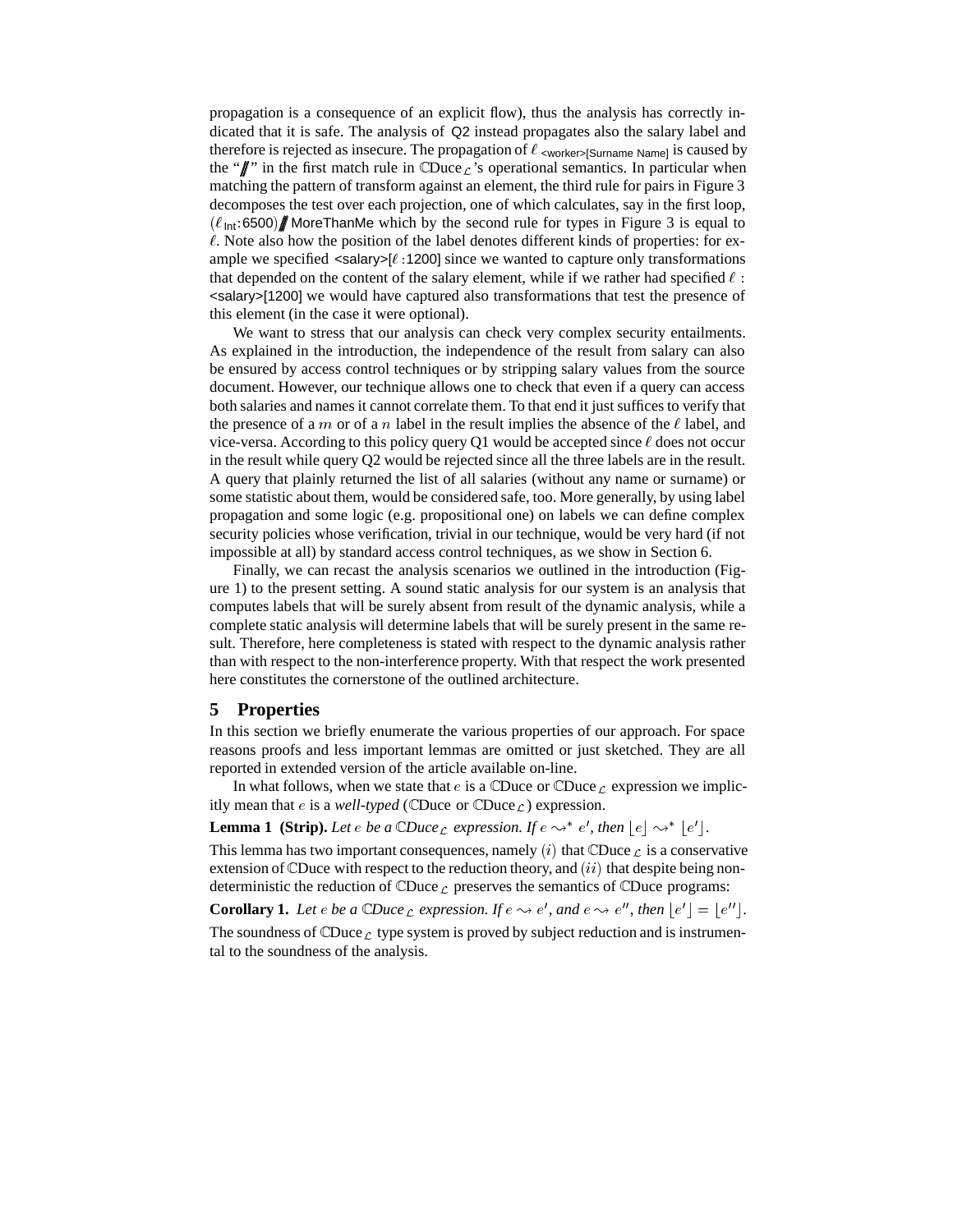propagation is a consequence of an explicit flow), thus the analysis has correctly indicated that it is safe. The analysis of Q2 instead propagates also the salary label and therefore is rejected as insecure. The propagation of $\ell_{\text{<worker>[Surname Name]}}$ is caused by the "$/\!\!/\!\!/$" in the first match rule in $\mathbb{C}$Duce$_\mathcal{L}$'s operational semantics. In particular when matching the pattern of transform against an element, the third rule for pairs in Figure 3 decomposes the test over each projection, one of which calculates, say in the first loop, $(\ell_{\text{Int}}\text{:6500})/\!\!/\!\!/\,\text{MoreThanMe}$ which by the second rule for types in Figure 3 is equal to $\ell$. Note also how the position of the label denotes different kinds of properties: for example we specified <salary>[$\ell$ :1200] since we wanted to capture only transformations that depended on the content of the salary element, while if we rather had specified $\ell$ : <salary>[1200] we would have captured also transformations that test the presence of this element (in the case it were optional).

We want to stress that our analysis can check very complex security entailments. As explained in the introduction, the independence of the result from salary can also be ensured by access control techniques or by stripping salary values from the source document. However, our technique allows one to check that even if a query can access both salaries and names it cannot correlate them. To that end it just suffices to verify that the presence of a $m$ or of a $n$ label in the result implies the absence of the $\ell$ label, and vice-versa. According to this policy query Q1 would be accepted since $\ell$ does not occur in the result while query Q2 would be rejected since all the three labels are in the result. A query that plainly returned the list of all salaries (without any name or surname) or some statistic about them, would be considered safe, too. More generally, by using label propagation and some logic (e.g. propositional one) on labels we can define complex security policies whose verification, trivial in our technique, would be very hard (if not impossible at all) by standard access control techniques, as we show in Section 6.

Finally, we can recast the analysis scenarios we outlined in the introduction (Figure 1) to the present setting. A sound static analysis for our system is an analysis that computes labels that will be surely absent from result of the dynamic analysis, while a complete static analysis will determine labels that will be surely present in the same result. Therefore, here completeness is stated with respect to the dynamic analysis rather than with respect to the non-interference property. With that respect the work presented here constitutes the cornerstone of the outlined architecture.

## 5 Properties

In this section we briefly enumerate the various properties of our approach. For space reasons proofs and less important lemmas are omitted or just sketched. They are all reported in extended version of the article available on-line.

In what follows, when we state that $e$ is a $\mathbb{C}$Duce or $\mathbb{C}$Duce$_\mathcal{L}$ expression we implicitly mean that $e$ is a *well-typed* ($\mathbb{C}$Duce or $\mathbb{C}$Duce$_\mathcal{L}$) expression.

**Lemma 1 (Strip).** *Let $e$ be a $\mathbb{C}$Duce$_\mathcal{L}$ expression. If $e \rightsquigarrow^* e'$, then $\lfloor e \rfloor \rightsquigarrow^* \lfloor e' \rfloor$.*

This lemma has two important consequences, namely $(i)$ that $\mathbb{C}$Duce$_\mathcal{L}$ is a conservative extension of $\mathbb{C}$Duce with respect to the reduction theory, and $(ii)$ that despite being non-deterministic the reduction of $\mathbb{C}$Duce$_\mathcal{L}$ preserves the semantics of $\mathbb{C}$Duce programs:

**Corollary 1.** *Let $e$ be a $\mathbb{C}$Duce$_\mathcal{L}$ expression. If $e \rightsquigarrow e'$, and $e \rightsquigarrow e''$, then $\lfloor e' \rfloor = \lfloor e'' \rfloor$.*

The soundness of $\mathbb{C}$Duce$_\mathcal{L}$ type system is proved by subject reduction and is instrumental to the soundness of the analysis.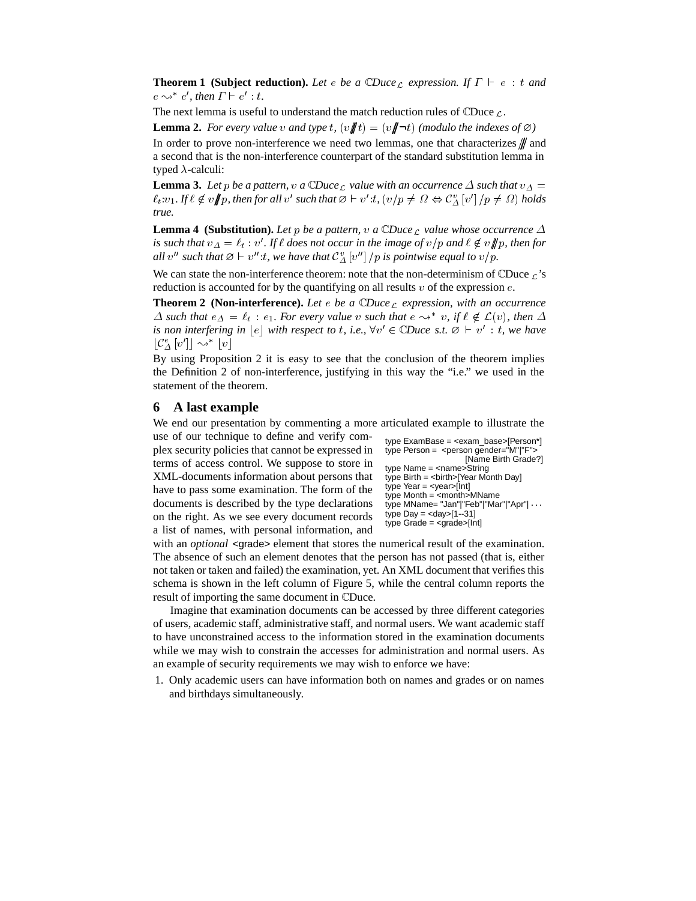**Theorem 1 (Subject reduction).** *Let $e$ be a $\mathbb{C}$Duce$_\mathcal{L}$ expression. If $\Gamma \vdash e : t$ and $e \rightsquigarrow^* e'$, then $\Gamma \vdash e' : t$.*

The next lemma is useful to understand the match reduction rules of $\mathbb{C}$Duce$_\mathcal{L}$.

**Lemma 2.** *For every value $v$ and type $t$, $(v /\!\!/\!\!/ t) = (v /\!\!/\!\!/ \neg t)$ (modulo the indexes of $\varnothing$)*

In order to prove non-interference we need two lemmas, one that characterizes $/\!\!/\!\!/$ and a second that is the non-interference counterpart of the standard substitution lemma in typed $\lambda$-calculi:

**Lemma 3.** *Let $p$ be a pattern, $v$ a $\mathbb{C}$Duce$_\mathcal{L}$ value with an occurrence $\Delta$ such that $v_\Delta = \ell_t{:}v_1$. If $\ell \notin v /\!\!/ p$, then for all $v'$ such that $\varnothing \vdash v'{:}t$, $(v/p \neq \Omega \Leftrightarrow \mathcal{C}^v_\Delta\,[v']\,/p \neq \Omega)$ holds true.*

**Lemma 4 (Substitution).** *Let $p$ be a pattern, $v$ a $\mathbb{C}$Duce$_\mathcal{L}$ value whose occurrence $\Delta$ is such that $v_\Delta = \ell_t : v'$. If $\ell$ does not occur in the image of $v/p$ and $\ell \notin v /\!\!/ p$, then for all $v''$ such that $\varnothing \vdash v''{:}t$, we have that $\mathcal{C}^v_\Delta\,[v'']\,/p$ is pointwise equal to $v/p$.*

We can state the non-interference theorem: note that the non-determinism of $\mathbb{C}$Duce$_\mathcal{L}$'s reduction is accounted for by the quantifying on all results $v$ of the expression $e$.

**Theorem 2 (Non-interference).** *Let $e$ be a $\mathbb{C}$Duce$_\mathcal{L}$ expression, with an occurrence $\Delta$ such that $e_\Delta = \ell_t : e_1$. For every value $v$ such that $e \rightsquigarrow^* v$, if $\ell \notin \mathcal{L}(v)$, then $\Delta$ is non interfering in $\lfloor e \rfloor$ with respect to $t$, i.e., $\forall v' \in \mathbb{C}$Duce s.t. $\varnothing \vdash v' : t$, we have $\lfloor \mathcal{C}^e_\Delta\,[v'] \rfloor \rightsquigarrow^* \lfloor v \rfloor$*

By using Proposition 2 it is easy to see that the conclusion of the theorem implies the Definition 2 of non-interference, justifying in this way the "i.e." we used in the statement of the theorem.

## 6 A last example

We end our presentation by commenting a more articulated example to illustrate the use of our technique to define and verify complex security policies that cannot be expressed in terms of access control. We suppose to store in XML-documents information about persons that have to pass some examination. The form of the documents is described by the type declarations on the right. As we see every document records a list of names, with personal information, and with an *optional* `<grade>` element that stores the numerical result of the examination. The absence of such an element denotes that the person has not passed (that is, either not taken or taken and failed) the examination, yet. An XML document that verifies this schema is shown in the left column of Figure 5, while the central column reports the result of importing the same document in $\mathbb{C}$Duce.

```
type ExamBase = <exam_base>[Person*]
type Person =  <person gender="M"|"F">
                          [Name Birth Grade?]
type Name = <name>String
type Birth = <birth>[Year Month Day]
type Year = <year>[Int]
type Month = <month>MName
type MName= "Jan"|"Feb"|"Mar"|"Apr"| ...
type Day = <day>[1--31]
type Grade = <grade>[Int]
```

Imagine that examination documents can be accessed by three different categories of users, academic staff, administrative staff, and normal users. We want academic staff to have unconstrained access to the information stored in the examination documents while we may wish to constrain the accesses for administration and normal users. As an example of security requirements we may wish to enforce we have:

1. Only academic users can have information both on names and grades or on names and birthdays simultaneously.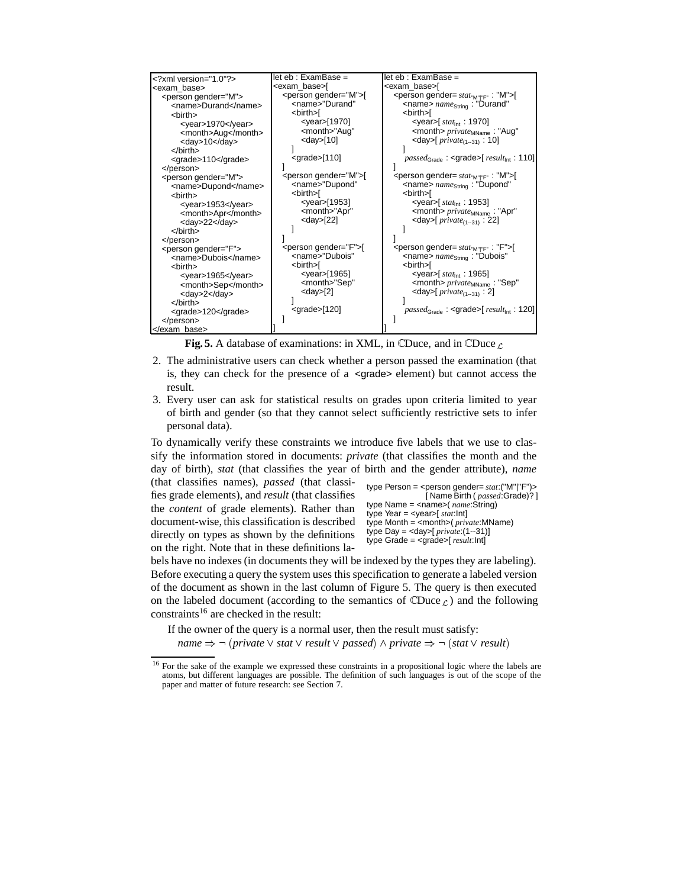| | | |
|---|---|---|
| `<?xml version="1.0"?>`<br>`<exam_base>`<br>`  <person gender="M">`<br>`    <name>Durand</name>`<br>`    <birth>`<br>`      <year>1970</year>`<br>`      <month>Aug</month>`<br>`      <day>10</day>`<br>`    </birth>`<br>`    <grade>110</grade>`<br>`  </person>`<br>`  <person gender="M">`<br>`    <name>Dupond</name>`<br>`    <birth>`<br>`      <year>1953</year>`<br>`      <month>Apr</month>`<br>`      <day>22</day>`<br>`    </birth>`<br>`  </person>`<br>`  <person gender="F">`<br>`    <name>Dubois</name>`<br>`    <birth>`<br>`      <year>1965</year>`<br>`      <month>Sep</month>`<br>`      <day>2</day>`<br>`    </birth>`<br>`    <grade>120</grade>`<br>`  </person>`<br>`</exam_base>` | let eb : ExamBase =<br>`<exam_base>[`<br>`  <person gender="M">[`<br>`    <name>"Durand"`<br>`    <birth>[`<br>`      <year>[1970]`<br>`      <month>"Aug"`<br>`      <day>[10]`<br>`    ]`<br>`    <grade>[110]`<br>`  ]`<br>`  <person gender="M">[`<br>`    <name>"Dupond"`<br>`    <birth>[`<br>`      <year>[1953]`<br>`      <month>"Apr"`<br>`      <day>[22]`<br>`    ]`<br>`  ]`<br>`  <person gender="F">[`<br>`    <name>"Dubois"`<br>`    <birth>[`<br>`      <year>[1965]`<br>`      <month>"Sep"`<br>`      <day>[2]`<br>`    ]`<br>`    <grade>[120]`<br>`  ]`<br>`]` | let eb : ExamBase =<br>`<exam_base>[`<br>`<person gender=` $stat_{\text{"M"\|"F"}}$ `: "M">[`<br>`<name>` $name_{\text{String}}$ `: "Durand"`<br>`<birth>[`<br>`<year>[` $stat_{\text{Int}}$ `: 1970]`<br>`<month>` $private_{\text{MName}}$ `: "Aug"`<br>`<day>[` $private_{(1\text{--}31)}$ `: 10]`<br>`]`<br>$passed_{\text{Grade}}$ `: <grade>[` $result_{\text{Int}}$ `: 110]`<br>`]`<br>`<person gender=` $stat_{\text{"M"\|"F"}}$ `: "M">[`<br>`<name>` $name_{\text{String}}$ `: "Dupond"`<br>`<birth>[`<br>`<year>[` $stat_{\text{Int}}$ `: 1953]`<br>`<month>` $private_{\text{MName}}$ `: "Apr"`<br>`<day>[` $private_{(1\text{--}31)}$ `: 22]`<br>`]`<br>`]`<br>`<person gender=` $stat_{\text{"M"\|"F"}}$ `: "F">[`<br>`<name>` $name_{\text{String}}$ `: "Dubois"`<br>`<birth>[`<br>`<year>[` $stat_{\text{Int}}$ `: 1965]`<br>`<month>` $private_{\text{MName}}$ `: "Sep"`<br>`<day>[` $private_{(1\text{--}31)}$ `: 2]`<br>`]`<br>$passed_{\text{Grade}}$ `: <grade>[` $result_{\text{Int}}$ `: 120]`<br>`]`<br>`]` |

**Fig. 5.** A database of examinations: in XML, in ℂDuce, and in ℂDuce$_{\mathcal{L}}$

2. The administrative users can check whether a person passed the examination (that is, they can check for the presence of a `<grade>` element) but cannot access the result.
3. Every user can ask for statistical results on grades upon criteria limited to year of birth and gender (so that they cannot select sufficiently restrictive sets to infer personal data).

To dynamically verify these constraints we introduce five labels that we use to classify the information stored in documents: *private* (that classifies the month and the day of birth), *stat* (that classifies the year of birth and the gender attribute), *name* (that classifies names), *passed* (that classifies grade elements), and *result* (that classifies the *content* of grade elements). Rather than document-wise, this classification is described directly on types as shown by the definitions on the right. Note that in these definitions labels have no indexes (in documents they will be indexed by the types they are labeling).

```
type Person = <person gender= stat:("M"|"F")>
                  [ Name Birth ( passed:Grade)? ]
type Name = <name>( name:String)
type Year = <year>[ stat:Int]
type Month = <month>( private:MName)
type Day = <day>[ private:(1--31)]
type Grade = <grade>[ result:Int]
```

Before executing a query the system uses this specification to generate a labeled version of the document as shown in the last column of Figure 5. The query is then executed on the labeled document (according to the semantics of ℂDuce$_{\mathcal{L}}$) and the following constraints[16] are checked in the result:

If the owner of the query is a normal user, then the result must satisfy:

$$name \Rightarrow \neg\,(private \vee stat \vee result \vee passed) \wedge private \Rightarrow \neg\,(stat \vee result)$$

[16] For the sake of the example we expressed these constraints in a propositional logic where the labels are atoms, but different languages are possible. The definition of such languages is out of the scope of the paper and matter of future research: see Section 7.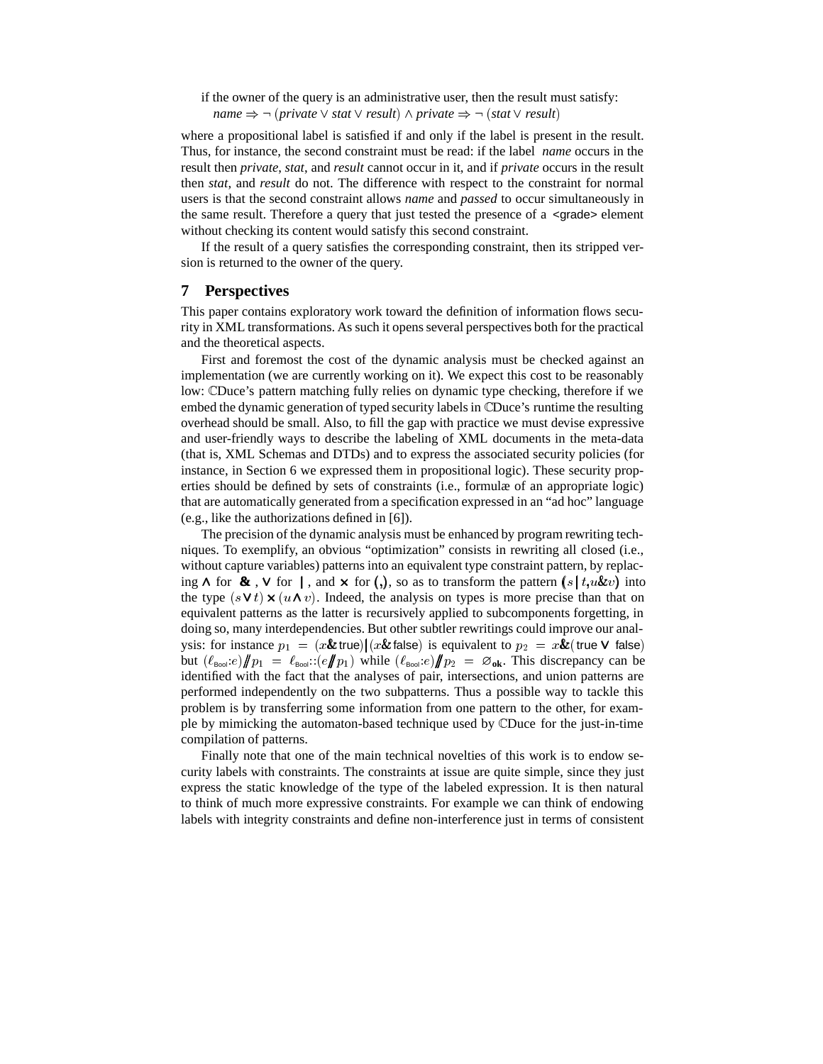if the owner of the query is an administrative user, then the result must satisfy:

*name* $\Rightarrow \neg$ (*private* $\vee$ *stat* $\vee$ *result*) $\wedge$ *private* $\Rightarrow \neg$ (*stat* $\vee$ *result*)

where a propositional label is satisfied if and only if the label is present in the result. Thus, for instance, the second constraint must be read: if the label *name* occurs in the result then *private*, *stat*, and *result* cannot occur in it, and if *private* occurs in the result then *stat*, and *result* do not. The difference with respect to the constraint for normal users is that the second constraint allows *name* and *passed* to occur simultaneously in the same result. Therefore a query that just tested the presence of a <grade> element without checking its content would satisfy this second constraint.

If the result of a query satisfies the corresponding constraint, then its stripped version is returned to the owner of the query.

## 7 Perspectives

This paper contains exploratory work toward the definition of information flows security in XML transformations. As such it opens several perspectives both for the practical and the theoretical aspects.

First and foremost the cost of the dynamic analysis must be checked against an implementation (we are currently working on it). We expect this cost to be reasonably low: ℂDuce's pattern matching fully relies on dynamic type checking, therefore if we embed the dynamic generation of typed security labels in ℂDuce's runtime the resulting overhead should be small. Also, to fill the gap with practice we must devise expressive and user-friendly ways to describe the labeling of XML documents in the meta-data (that is, XML Schemas and DTDs) and to express the associated security policies (for instance, in Section 6 we expressed them in propositional logic). These security properties should be defined by sets of constraints (i.e., formulæ of an appropriate logic) that are automatically generated from a specification expressed in an "ad hoc" language (e.g., like the authorizations defined in [6]).

The precision of the dynamic analysis must be enhanced by program rewriting techniques. To exemplify, an obvious "optimization" consists in rewriting all closed (i.e., without capture variables) patterns into an equivalent type constraint pattern, by replacing $\wedge$ for **&**, $\vee$ for **|**, and $\times$ for **(,)**, so as to transform the pattern $(s\,|\,t, u\,\&\,v)$ into the type $(s \vee t) \times (u \wedge v)$. Indeed, the analysis on types is more precise than that on equivalent patterns as the latter is recursively applied to subcomponents forgetting, in doing so, many interdependencies. But other subtler rewritings could improve our analysis: for instance $p_1 = (x\,\&\,\mathsf{true})|(x\,\&\,\mathsf{false})$ is equivalent to $p_2 = x\,\&(\mathsf{true} \vee \mathsf{false})$ but $(\ell_{\mathsf{Bool}}{:}e)/\!\!/p_1 = \ell_{\mathsf{Bool}}{::}(e/\!\!/p_1)$ while $(\ell_{\mathsf{Bool}}{:}e)/\!\!/p_2 = \varnothing_{\mathbf{ok}}$. This discrepancy can be identified with the fact that the analyses of pair, intersections, and union patterns are performed independently on the two subpatterns. Thus a possible way to tackle this problem is by transferring some information from one pattern to the other, for example by mimicking the automaton-based technique used by ℂDuce for the just-in-time compilation of patterns.

Finally note that one of the main technical novelties of this work is to endow security labels with constraints. The constraints at issue are quite simple, since they just express the static knowledge of the type of the labeled expression. It is then natural to think of much more expressive constraints. For example we can think of endowing labels with integrity constraints and define non-interference just in terms of consistent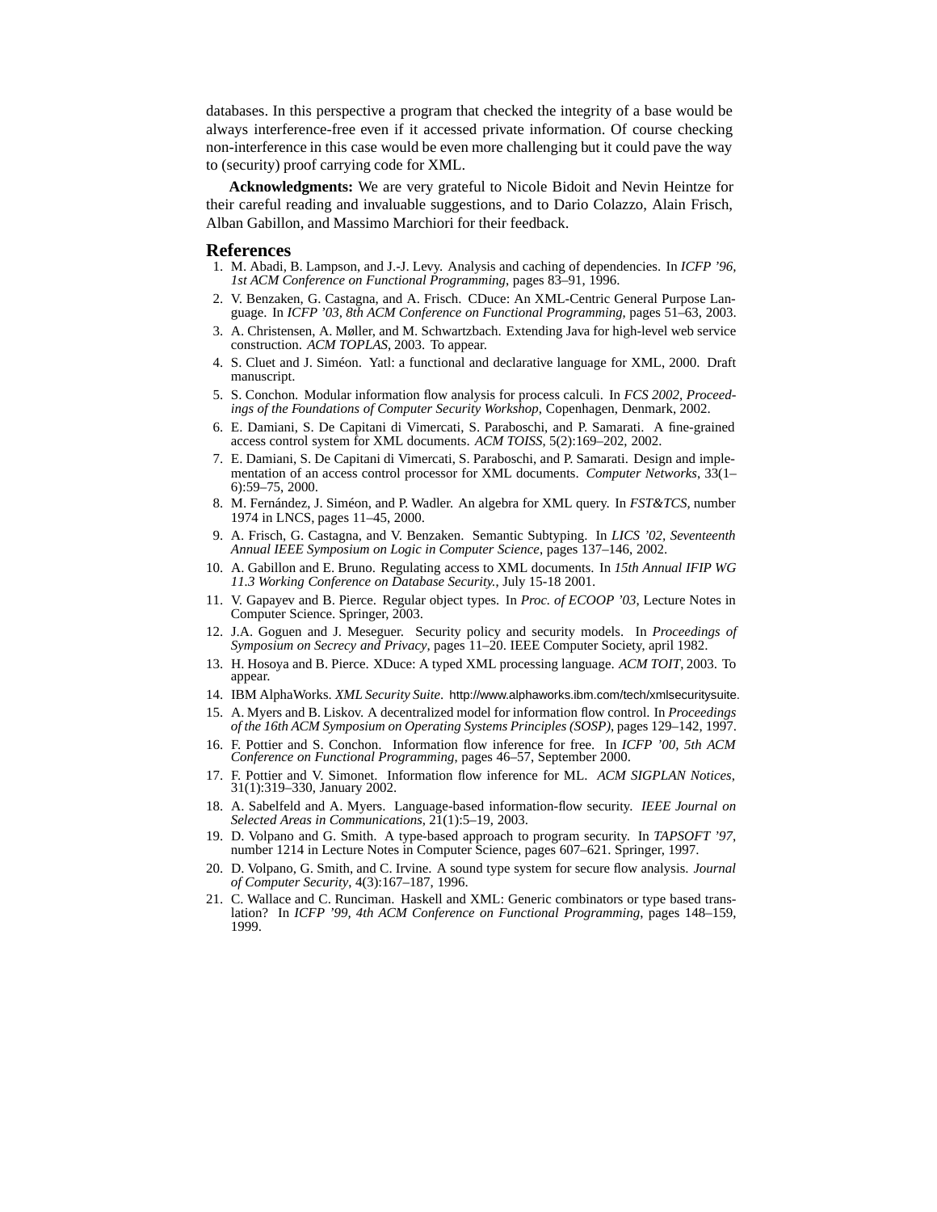databases. In this perspective a program that checked the integrity of a base would be always interference-free even if it accessed private information. Of course checking non-interference in this case would be even more challenging but it could pave the way to (security) proof carrying code for XML.

**Acknowledgments:** We are very grateful to Nicole Bidoit and Nevin Heintze for their careful reading and invaluable suggestions, and to Dario Colazzo, Alain Frisch, Alban Gabillon, and Massimo Marchiori for their feedback.

## References

1. M. Abadi, B. Lampson, and J.-J. Levy. Analysis and caching of dependencies. In *ICFP '96, 1st ACM Conference on Functional Programming*, pages 83–91, 1996.
2. V. Benzaken, G. Castagna, and A. Frisch. CDuce: An XML-Centric General Purpose Language. In *ICFP '03, 8th ACM Conference on Functional Programming*, pages 51–63, 2003.
3. A. Christensen, A. Møller, and M. Schwartzbach. Extending Java for high-level web service construction. *ACM TOPLAS*, 2003. To appear.
4. S. Cluet and J. Siméon. Yatl: a functional and declarative language for XML, 2000. Draft manuscript.
5. S. Conchon. Modular information flow analysis for process calculi. In *FCS 2002, Proceedings of the Foundations of Computer Security Workshop*, Copenhagen, Denmark, 2002.
6. E. Damiani, S. De Capitani di Vimercati, S. Paraboschi, and P. Samarati. A fine-grained access control system for XML documents. *ACM TOISS*, 5(2):169–202, 2002.
7. E. Damiani, S. De Capitani di Vimercati, S. Paraboschi, and P. Samarati. Design and implementation of an access control processor for XML documents. *Computer Networks*, 33(1–6):59–75, 2000.
8. M. Fernández, J. Siméon, and P. Wadler. An algebra for XML query. In *FST&TCS*, number 1974 in LNCS, pages 11–45, 2000.
9. A. Frisch, G. Castagna, and V. Benzaken. Semantic Subtyping. In *LICS '02, Seventeenth Annual IEEE Symposium on Logic in Computer Science*, pages 137–146, 2002.
10. A. Gabillon and E. Bruno. Regulating access to XML documents. In *15th Annual IFIP WG 11.3 Working Conference on Database Security.*, July 15-18 2001.
11. V. Gapayev and B. Pierce. Regular object types. In *Proc. of ECOOP '03*, Lecture Notes in Computer Science. Springer, 2003.
12. J.A. Goguen and J. Meseguer. Security policy and security models. In *Proceedings of Symposium on Secrecy and Privacy*, pages 11–20. IEEE Computer Society, april 1982.
13. H. Hosoya and B. Pierce. XDuce: A typed XML processing language. *ACM TOIT*, 2003. To appear.
14. IBM AlphaWorks. *XML Security Suite*. http://www.alphaworks.ibm.com/tech/xmlsecuritysuite.
15. A. Myers and B. Liskov. A decentralized model for information flow control. In *Proceedings of the 16th ACM Symposium on Operating Systems Principles (SOSP)*, pages 129–142, 1997.
16. F. Pottier and S. Conchon. Information flow inference for free. In *ICFP '00, 5th ACM Conference on Functional Programming*, pages 46–57, September 2000.
17. F. Pottier and V. Simonet. Information flow inference for ML. *ACM SIGPLAN Notices*, 31(1):319–330, January 2002.
18. A. Sabelfeld and A. Myers. Language-based information-flow security. *IEEE Journal on Selected Areas in Communications*, 21(1):5–19, 2003.
19. D. Volpano and G. Smith. A type-based approach to program security. In *TAPSOFT '97*, number 1214 in Lecture Notes in Computer Science, pages 607–621. Springer, 1997.
20. D. Volpano, G. Smith, and C. Irvine. A sound type system for secure flow analysis. *Journal of Computer Security*, 4(3):167–187, 1996.
21. C. Wallace and C. Runciman. Haskell and XML: Generic combinators or type based translation? In *ICFP '99, 4th ACM Conference on Functional Programming*, pages 148–159, 1999.